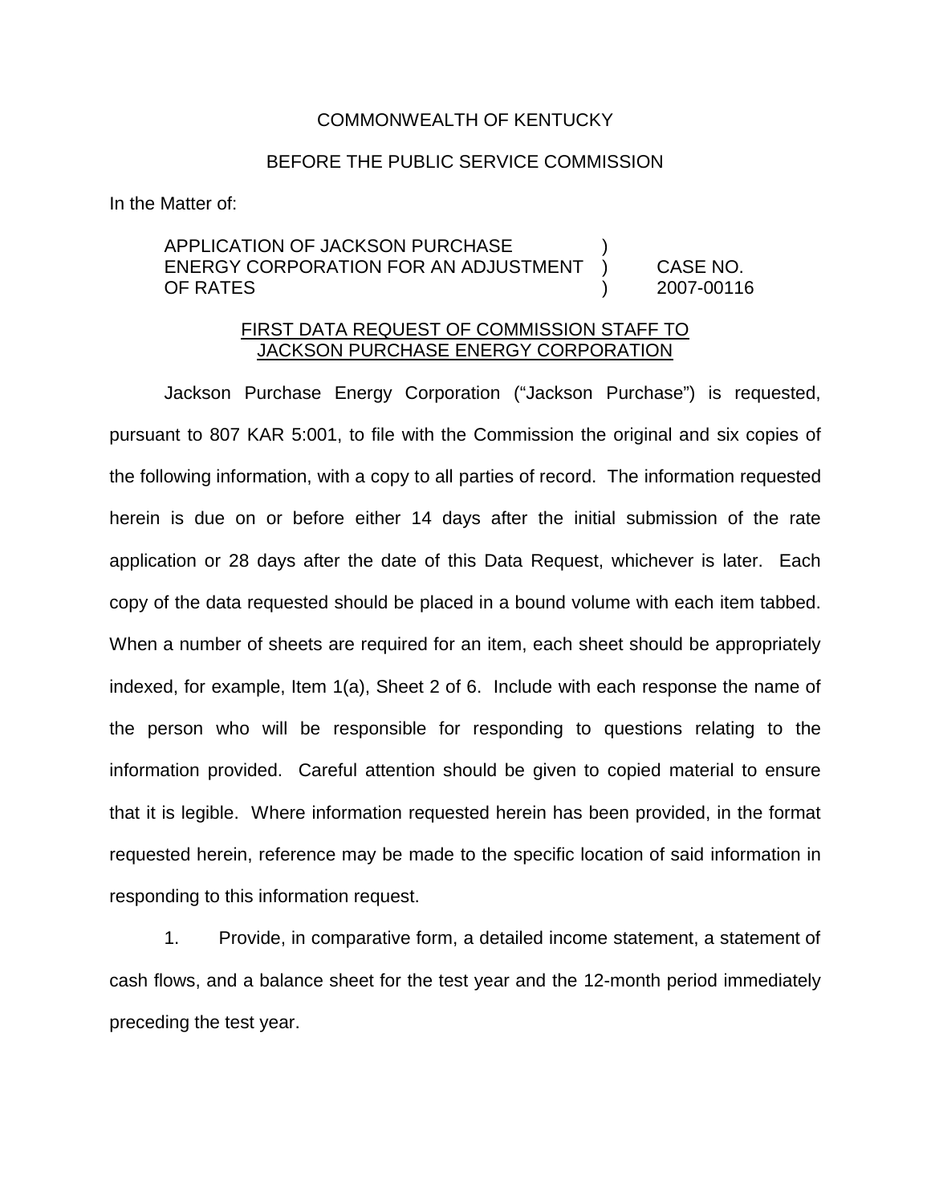COMMONWEALTH OF KENTUCKY

BEFORE THE PUBLIC SERVICE COMMISSION

In the Matter of:

| | | |
|---|---|---|
| APPLICATION OF JACKSON PURCHASE ENERGY CORPORATION FOR AN ADJUSTMENT OF RATES | ) ) ) | CASE NO. 2007-00116 |

FIRST DATA REQUEST OF COMMISSION STAFF TO JACKSON PURCHASE ENERGY CORPORATION

Jackson Purchase Energy Corporation ("Jackson Purchase") is requested, pursuant to 807 KAR 5:001, to file with the Commission the original and six copies of the following information, with a copy to all parties of record. The information requested herein is due on or before either 14 days after the initial submission of the rate application or 28 days after the date of this Data Request, whichever is later. Each copy of the data requested should be placed in a bound volume with each item tabbed. When a number of sheets are required for an item, each sheet should be appropriately indexed, for example, Item 1(a), Sheet 2 of 6. Include with each response the name of the person who will be responsible for responding to questions relating to the information provided. Careful attention should be given to copied material to ensure that it is legible. Where information requested herein has been provided, in the format requested herein, reference may be made to the specific location of said information in responding to this information request.

1. Provide, in comparative form, a detailed income statement, a statement of cash flows, and a balance sheet for the test year and the 12-month period immediately preceding the test year.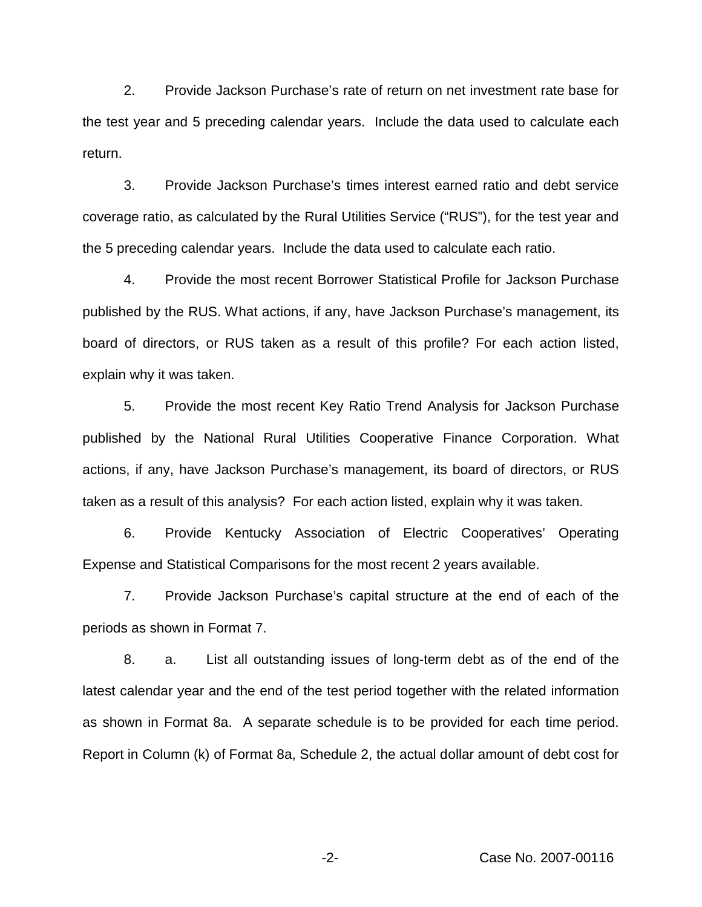2. Provide Jackson Purchase's rate of return on net investment rate base for the test year and 5 preceding calendar years. Include the data used to calculate each return.

3. Provide Jackson Purchase's times interest earned ratio and debt service coverage ratio, as calculated by the Rural Utilities Service ("RUS"), for the test year and the 5 preceding calendar years. Include the data used to calculate each ratio.

4. Provide the most recent Borrower Statistical Profile for Jackson Purchase published by the RUS. What actions, if any, have Jackson Purchase's management, its board of directors, or RUS taken as a result of this profile? For each action listed, explain why it was taken.

5. Provide the most recent Key Ratio Trend Analysis for Jackson Purchase published by the National Rural Utilities Cooperative Finance Corporation. What actions, if any, have Jackson Purchase's management, its board of directors, or RUS taken as a result of this analysis? For each action listed, explain why it was taken.

6. Provide Kentucky Association of Electric Cooperatives' Operating Expense and Statistical Comparisons for the most recent 2 years available.

7. Provide Jackson Purchase's capital structure at the end of each of the periods as shown in Format 7.

8. a. List all outstanding issues of long-term debt as of the end of the latest calendar year and the end of the test period together with the related information as shown in Format 8a. A separate schedule is to be provided for each time period. Report in Column (k) of Format 8a, Schedule 2, the actual dollar amount of debt cost for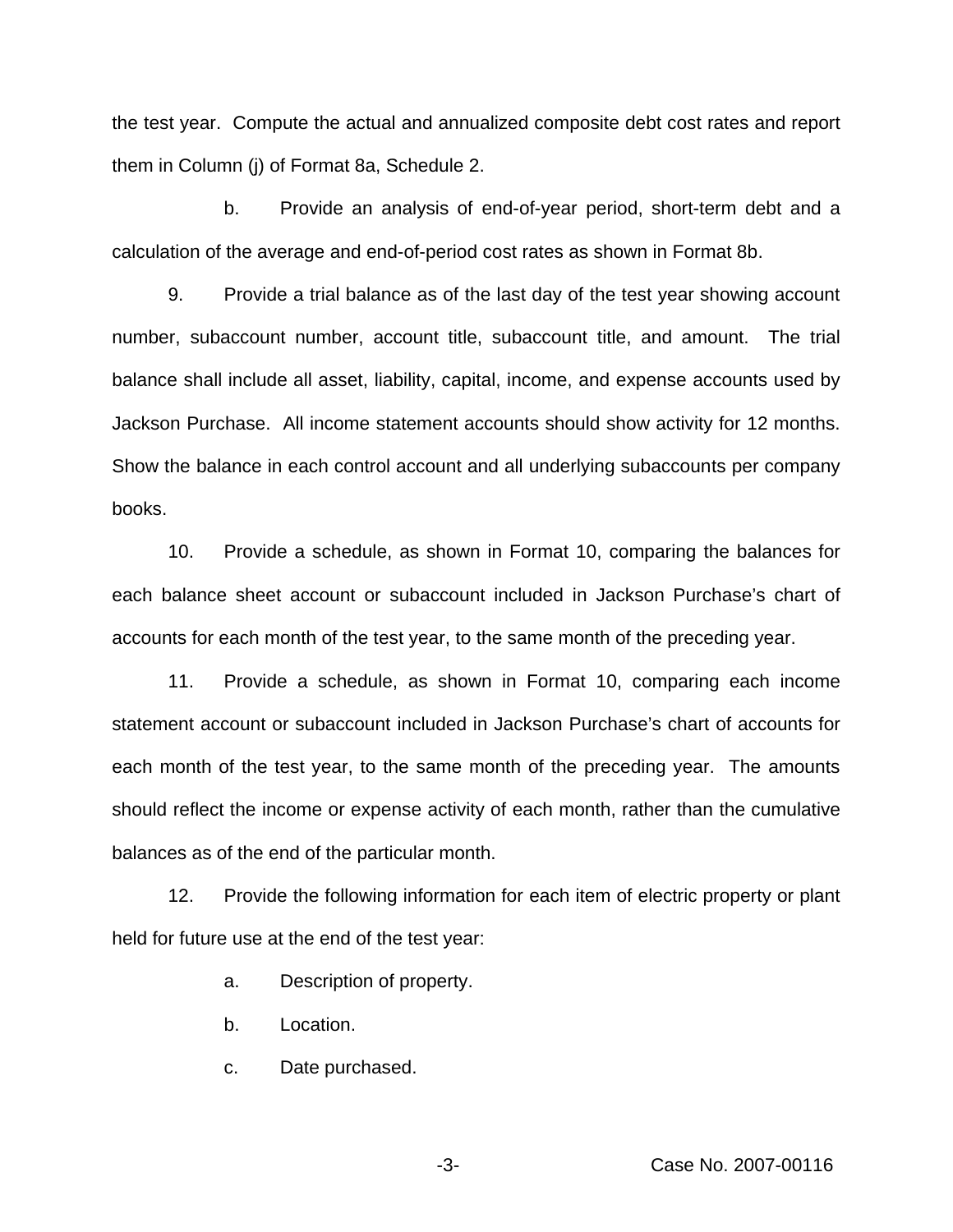the test year. Compute the actual and annualized composite debt cost rates and report them in Column (j) of Format 8a, Schedule 2.

b. Provide an analysis of end-of-year period, short-term debt and a calculation of the average and end-of-period cost rates as shown in Format 8b.

9. Provide a trial balance as of the last day of the test year showing account number, subaccount number, account title, subaccount title, and amount. The trial balance shall include all asset, liability, capital, income, and expense accounts used by Jackson Purchase. All income statement accounts should show activity for 12 months. Show the balance in each control account and all underlying subaccounts per company books.

10. Provide a schedule, as shown in Format 10, comparing the balances for each balance sheet account or subaccount included in Jackson Purchase's chart of accounts for each month of the test year, to the same month of the preceding year.

11. Provide a schedule, as shown in Format 10, comparing each income statement account or subaccount included in Jackson Purchase's chart of accounts for each month of the test year, to the same month of the preceding year. The amounts should reflect the income or expense activity of each month, rather than the cumulative balances as of the end of the particular month.

12. Provide the following information for each item of electric property or plant held for future use at the end of the test year:

a. Description of property.

b. Location.

c. Date purchased.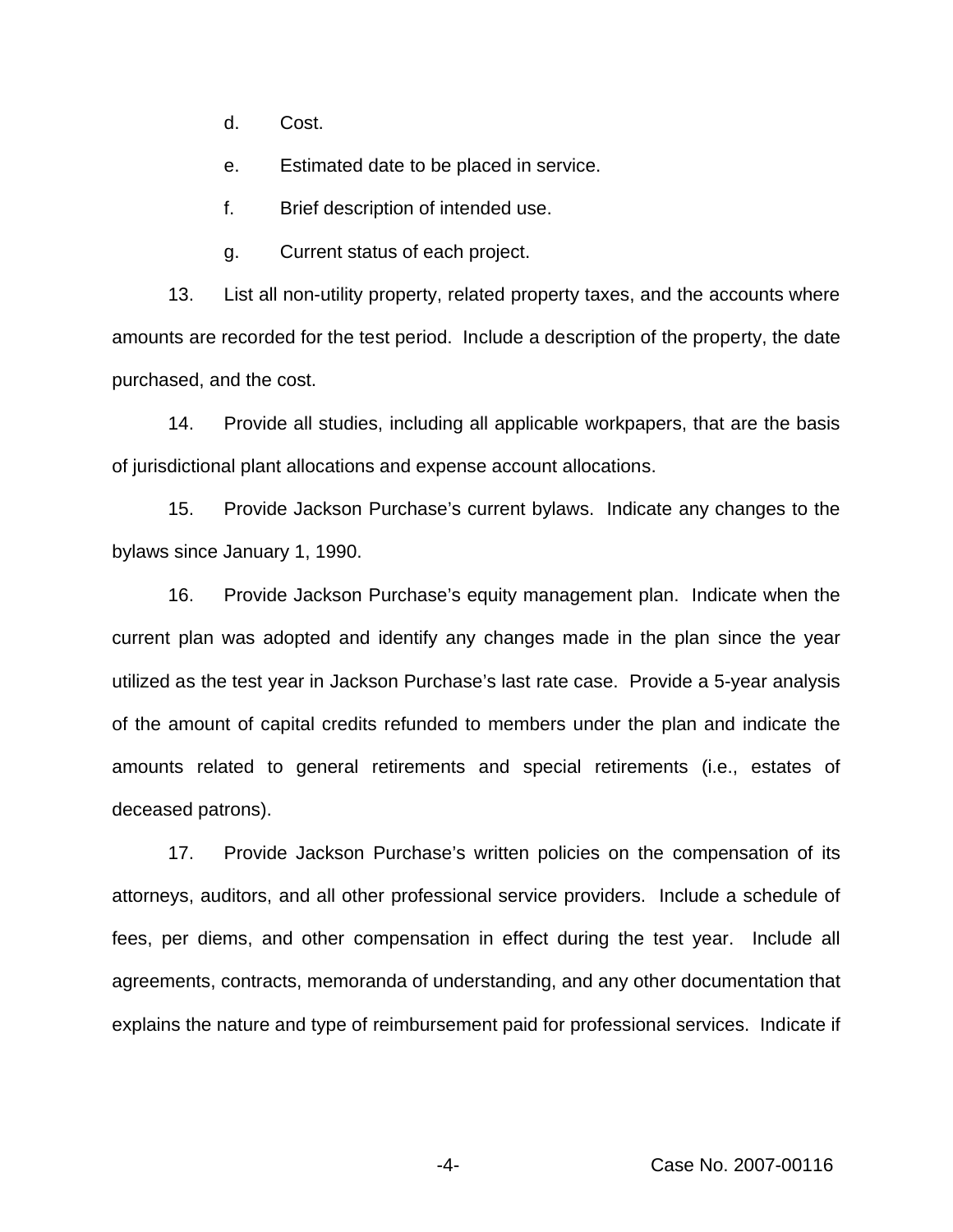d. Cost.

e. Estimated date to be placed in service.

f. Brief description of intended use.

g. Current status of each project.

13. List all non-utility property, related property taxes, and the accounts where amounts are recorded for the test period. Include a description of the property, the date purchased, and the cost.

14. Provide all studies, including all applicable workpapers, that are the basis of jurisdictional plant allocations and expense account allocations.

15. Provide Jackson Purchase's current bylaws. Indicate any changes to the bylaws since January 1, 1990.

16. Provide Jackson Purchase's equity management plan. Indicate when the current plan was adopted and identify any changes made in the plan since the year utilized as the test year in Jackson Purchase's last rate case. Provide a 5-year analysis of the amount of capital credits refunded to members under the plan and indicate the amounts related to general retirements and special retirements (i.e., estates of deceased patrons).

17. Provide Jackson Purchase's written policies on the compensation of its attorneys, auditors, and all other professional service providers. Include a schedule of fees, per diems, and other compensation in effect during the test year. Include all agreements, contracts, memoranda of understanding, and any other documentation that explains the nature and type of reimbursement paid for professional services. Indicate if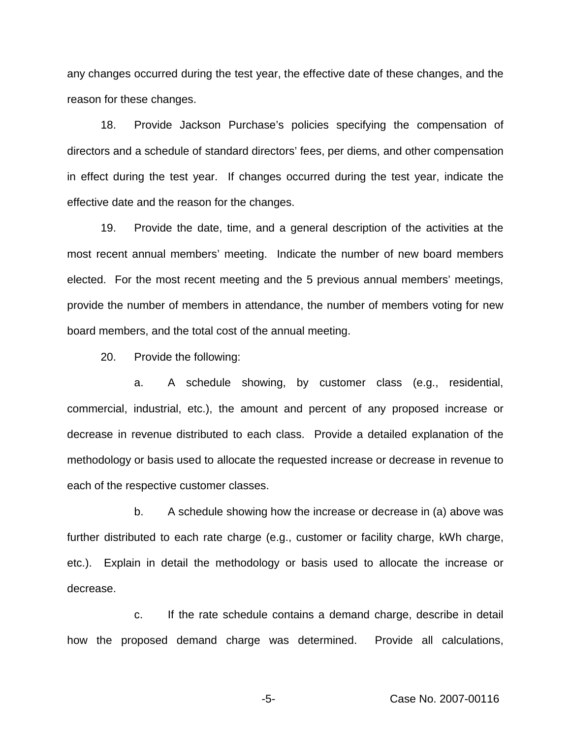any changes occurred during the test year, the effective date of these changes, and the reason for these changes.

18. Provide Jackson Purchase's policies specifying the compensation of directors and a schedule of standard directors' fees, per diems, and other compensation in effect during the test year. If changes occurred during the test year, indicate the effective date and the reason for the changes.

19. Provide the date, time, and a general description of the activities at the most recent annual members' meeting. Indicate the number of new board members elected. For the most recent meeting and the 5 previous annual members' meetings, provide the number of members in attendance, the number of members voting for new board members, and the total cost of the annual meeting.

20. Provide the following:

a. A schedule showing, by customer class (e.g., residential, commercial, industrial, etc.), the amount and percent of any proposed increase or decrease in revenue distributed to each class. Provide a detailed explanation of the methodology or basis used to allocate the requested increase or decrease in revenue to each of the respective customer classes.

b. A schedule showing how the increase or decrease in (a) above was further distributed to each rate charge (e.g., customer or facility charge, kWh charge, etc.). Explain in detail the methodology or basis used to allocate the increase or decrease.

c. If the rate schedule contains a demand charge, describe in detail how the proposed demand charge was determined. Provide all calculations,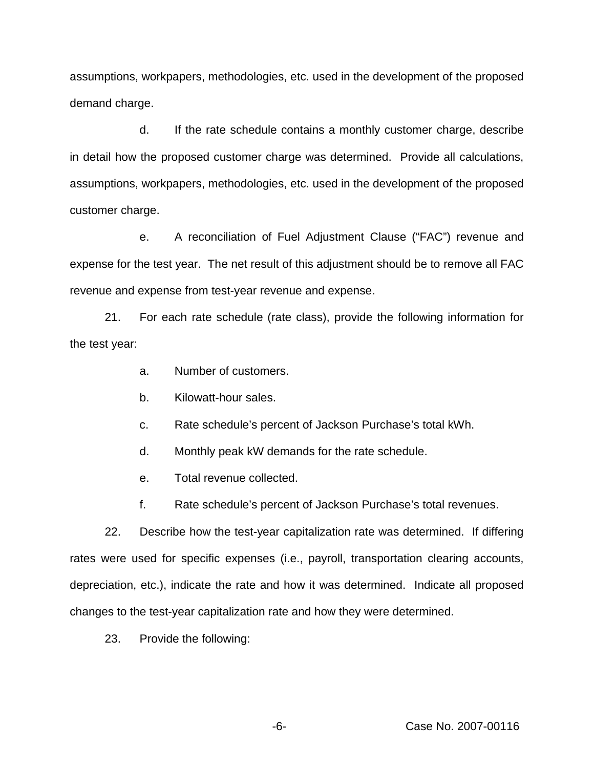assumptions, workpapers, methodologies, etc. used in the development of the proposed demand charge.

d. If the rate schedule contains a monthly customer charge, describe in detail how the proposed customer charge was determined. Provide all calculations, assumptions, workpapers, methodologies, etc. used in the development of the proposed customer charge.

e. A reconciliation of Fuel Adjustment Clause ("FAC") revenue and expense for the test year. The net result of this adjustment should be to remove all FAC revenue and expense from test-year revenue and expense.

21. For each rate schedule (rate class), provide the following information for the test year:

a. Number of customers.

b. Kilowatt-hour sales.

c. Rate schedule's percent of Jackson Purchase's total kWh.

d. Monthly peak kW demands for the rate schedule.

e. Total revenue collected.

f. Rate schedule's percent of Jackson Purchase's total revenues.

22. Describe how the test-year capitalization rate was determined. If differing rates were used for specific expenses (i.e., payroll, transportation clearing accounts, depreciation, etc.), indicate the rate and how it was determined. Indicate all proposed changes to the test-year capitalization rate and how they were determined.

23. Provide the following: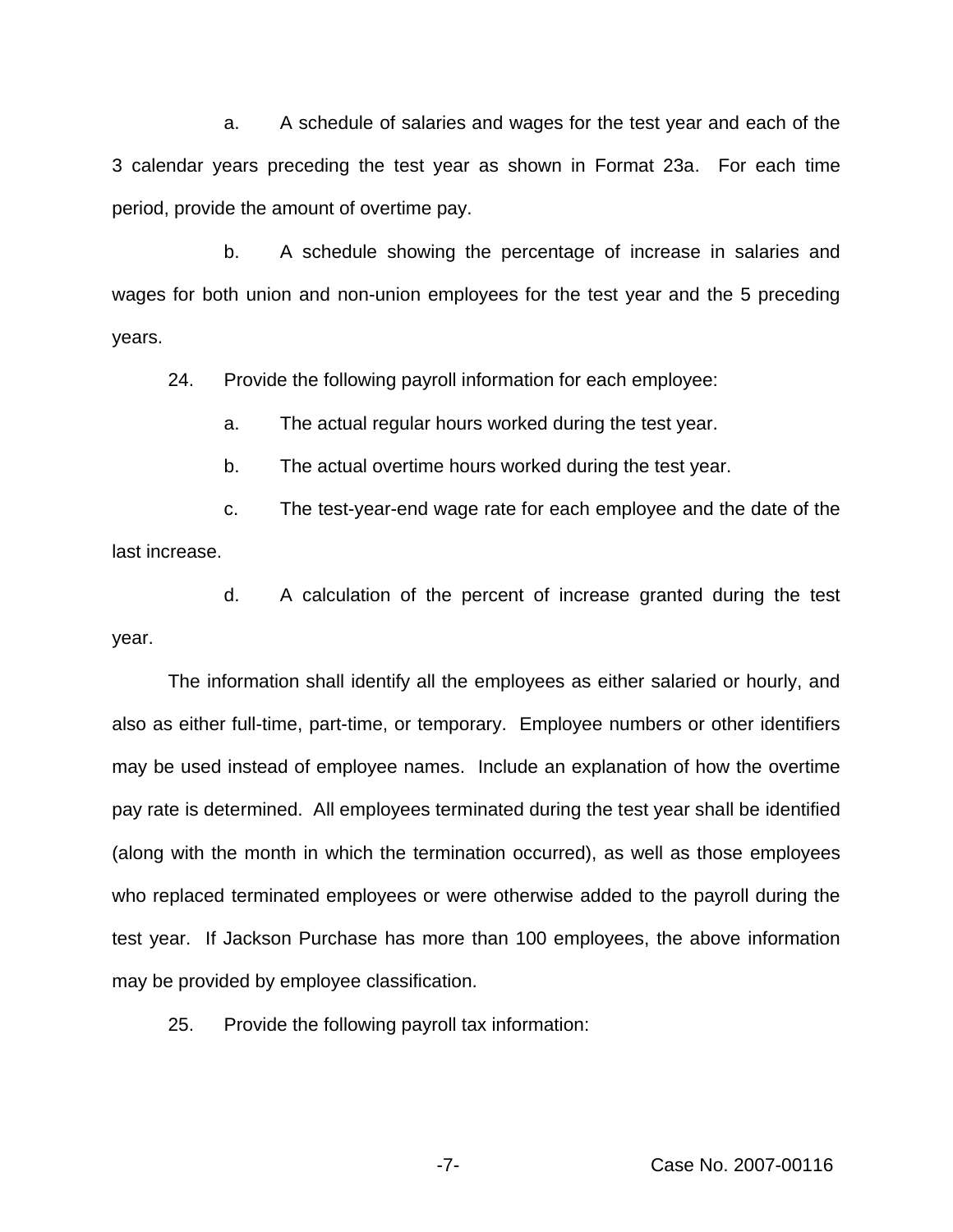a. A schedule of salaries and wages for the test year and each of the 3 calendar years preceding the test year as shown in Format 23a. For each time period, provide the amount of overtime pay.

b. A schedule showing the percentage of increase in salaries and wages for both union and non-union employees for the test year and the 5 preceding years.

24. Provide the following payroll information for each employee:

a. The actual regular hours worked during the test year.

b. The actual overtime hours worked during the test year.

c. The test-year-end wage rate for each employee and the date of the last increase.

d. A calculation of the percent of increase granted during the test year.

The information shall identify all the employees as either salaried or hourly, and also as either full-time, part-time, or temporary. Employee numbers or other identifiers may be used instead of employee names. Include an explanation of how the overtime pay rate is determined. All employees terminated during the test year shall be identified (along with the month in which the termination occurred), as well as those employees who replaced terminated employees or were otherwise added to the payroll during the test year. If Jackson Purchase has more than 100 employees, the above information may be provided by employee classification.

25. Provide the following payroll tax information: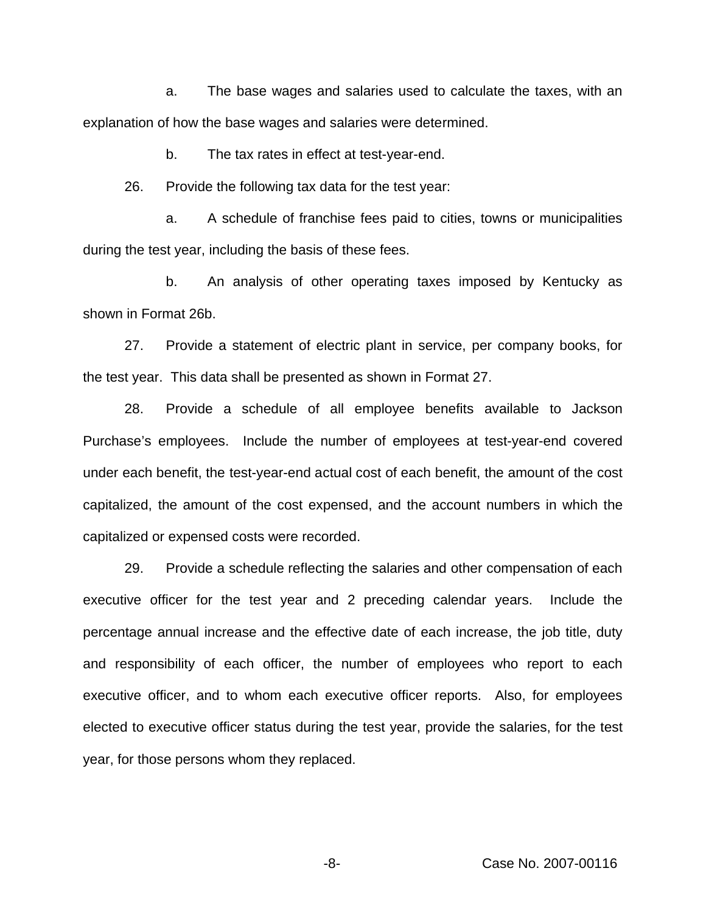a. The base wages and salaries used to calculate the taxes, with an explanation of how the base wages and salaries were determined.

b. The tax rates in effect at test-year-end.

26. Provide the following tax data for the test year:

a. A schedule of franchise fees paid to cities, towns or municipalities during the test year, including the basis of these fees.

b. An analysis of other operating taxes imposed by Kentucky as shown in Format 26b.

27. Provide a statement of electric plant in service, per company books, for the test year. This data shall be presented as shown in Format 27.

28. Provide a schedule of all employee benefits available to Jackson Purchase's employees. Include the number of employees at test-year-end covered under each benefit, the test-year-end actual cost of each benefit, the amount of the cost capitalized, the amount of the cost expensed, and the account numbers in which the capitalized or expensed costs were recorded.

29. Provide a schedule reflecting the salaries and other compensation of each executive officer for the test year and 2 preceding calendar years. Include the percentage annual increase and the effective date of each increase, the job title, duty and responsibility of each officer, the number of employees who report to each executive officer, and to whom each executive officer reports. Also, for employees elected to executive officer status during the test year, provide the salaries, for the test year, for those persons whom they replaced.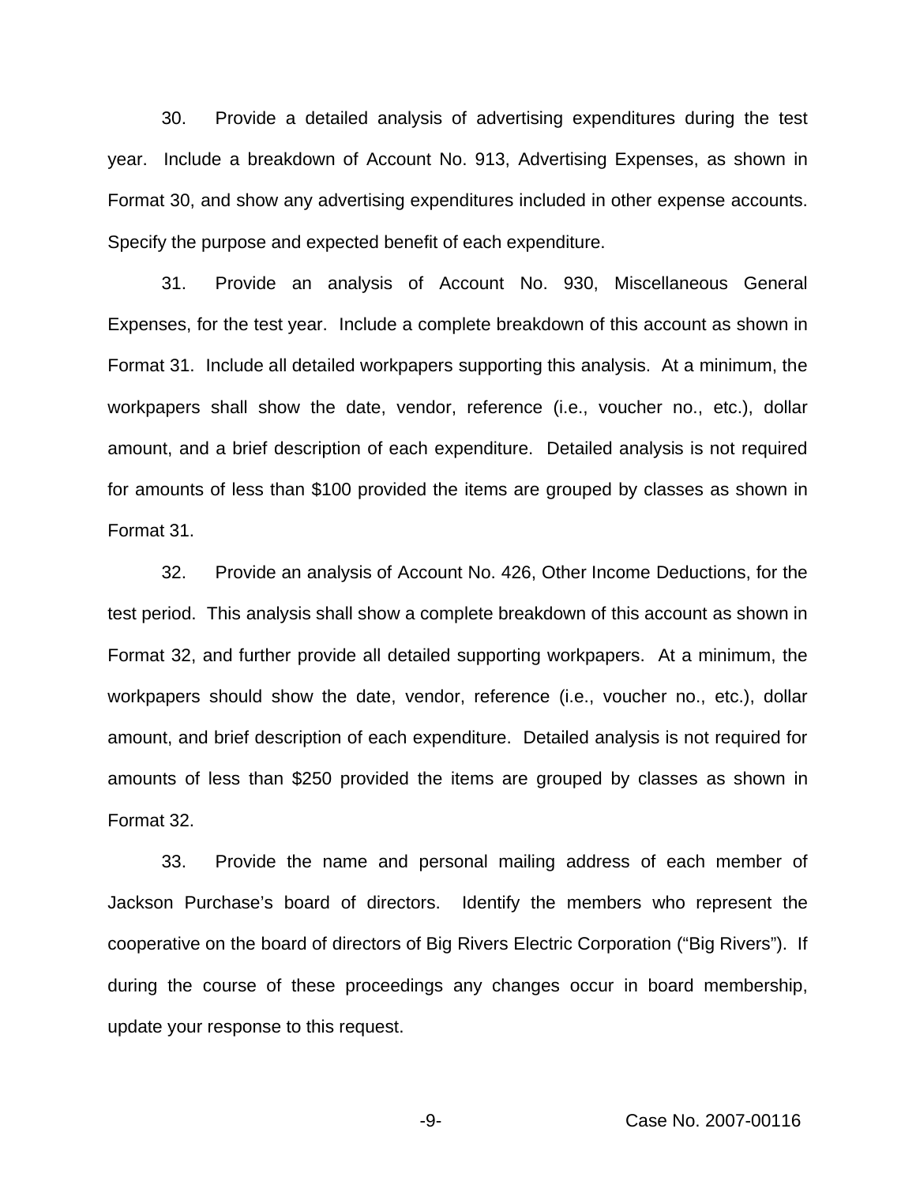30. Provide a detailed analysis of advertising expenditures during the test year. Include a breakdown of Account No. 913, Advertising Expenses, as shown in Format 30, and show any advertising expenditures included in other expense accounts. Specify the purpose and expected benefit of each expenditure.

31. Provide an analysis of Account No. 930, Miscellaneous General Expenses, for the test year. Include a complete breakdown of this account as shown in Format 31. Include all detailed workpapers supporting this analysis. At a minimum, the workpapers shall show the date, vendor, reference (i.e., voucher no., etc.), dollar amount, and a brief description of each expenditure. Detailed analysis is not required for amounts of less than $100 provided the items are grouped by classes as shown in Format 31.

32. Provide an analysis of Account No. 426, Other Income Deductions, for the test period. This analysis shall show a complete breakdown of this account as shown in Format 32, and further provide all detailed supporting workpapers. At a minimum, the workpapers should show the date, vendor, reference (i.e., voucher no., etc.), dollar amount, and brief description of each expenditure. Detailed analysis is not required for amounts of less than $250 provided the items are grouped by classes as shown in Format 32.

33. Provide the name and personal mailing address of each member of Jackson Purchase's board of directors. Identify the members who represent the cooperative on the board of directors of Big Rivers Electric Corporation ("Big Rivers"). If during the course of these proceedings any changes occur in board membership, update your response to this request.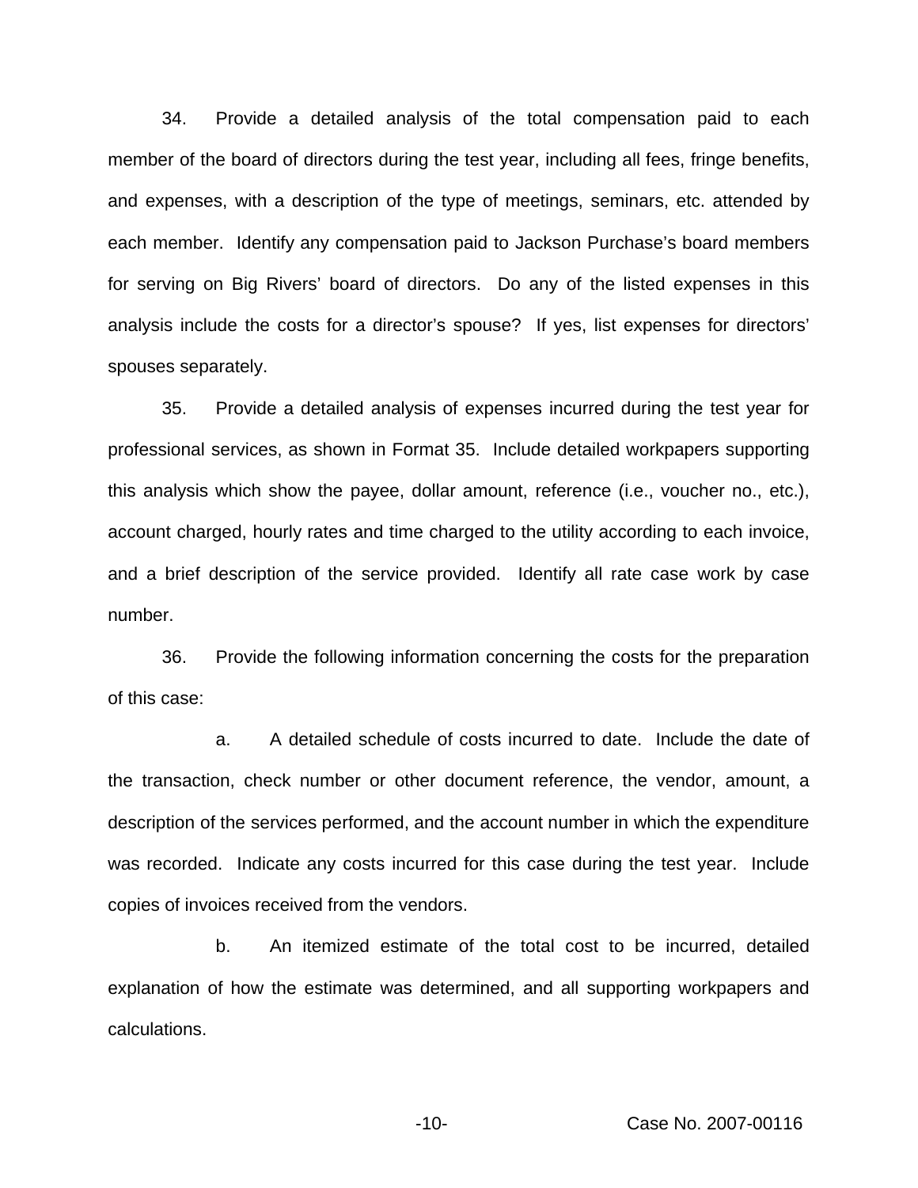34. Provide a detailed analysis of the total compensation paid to each member of the board of directors during the test year, including all fees, fringe benefits, and expenses, with a description of the type of meetings, seminars, etc. attended by each member. Identify any compensation paid to Jackson Purchase's board members for serving on Big Rivers' board of directors. Do any of the listed expenses in this analysis include the costs for a director's spouse? If yes, list expenses for directors' spouses separately.

35. Provide a detailed analysis of expenses incurred during the test year for professional services, as shown in Format 35. Include detailed workpapers supporting this analysis which show the payee, dollar amount, reference (i.e., voucher no., etc.), account charged, hourly rates and time charged to the utility according to each invoice, and a brief description of the service provided. Identify all rate case work by case number.

36. Provide the following information concerning the costs for the preparation of this case:

a. A detailed schedule of costs incurred to date. Include the date of the transaction, check number or other document reference, the vendor, amount, a description of the services performed, and the account number in which the expenditure was recorded. Indicate any costs incurred for this case during the test year. Include copies of invoices received from the vendors.

b. An itemized estimate of the total cost to be incurred, detailed explanation of how the estimate was determined, and all supporting workpapers and calculations.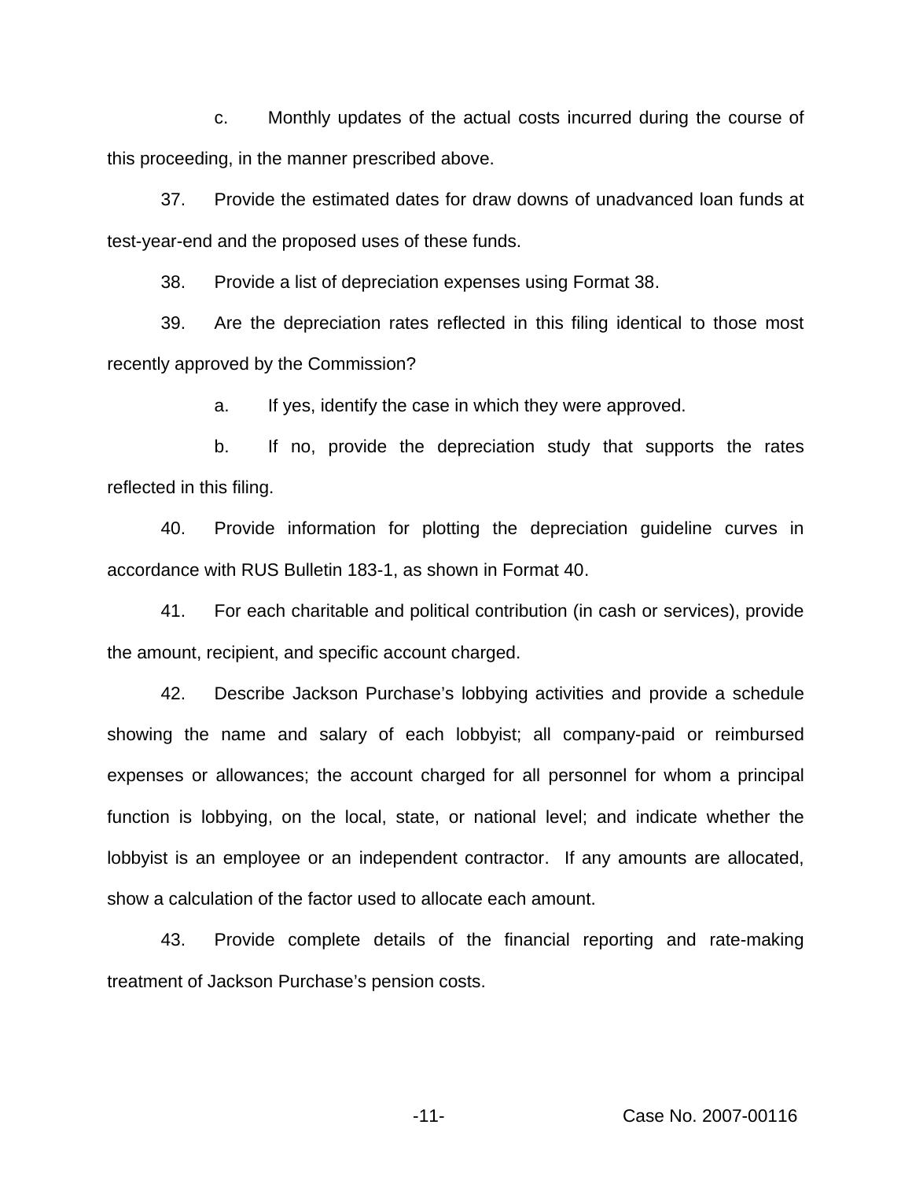c. Monthly updates of the actual costs incurred during the course of this proceeding, in the manner prescribed above.

37. Provide the estimated dates for draw downs of unadvanced loan funds at test-year-end and the proposed uses of these funds.

38. Provide a list of depreciation expenses using Format 38.

39. Are the depreciation rates reflected in this filing identical to those most recently approved by the Commission?

a. If yes, identify the case in which they were approved.

b. If no, provide the depreciation study that supports the rates reflected in this filing.

40. Provide information for plotting the depreciation guideline curves in accordance with RUS Bulletin 183-1, as shown in Format 40.

41. For each charitable and political contribution (in cash or services), provide the amount, recipient, and specific account charged.

42. Describe Jackson Purchase's lobbying activities and provide a schedule showing the name and salary of each lobbyist; all company-paid or reimbursed expenses or allowances; the account charged for all personnel for whom a principal function is lobbying, on the local, state, or national level; and indicate whether the lobbyist is an employee or an independent contractor. If any amounts are allocated, show a calculation of the factor used to allocate each amount.

43. Provide complete details of the financial reporting and rate-making treatment of Jackson Purchase's pension costs.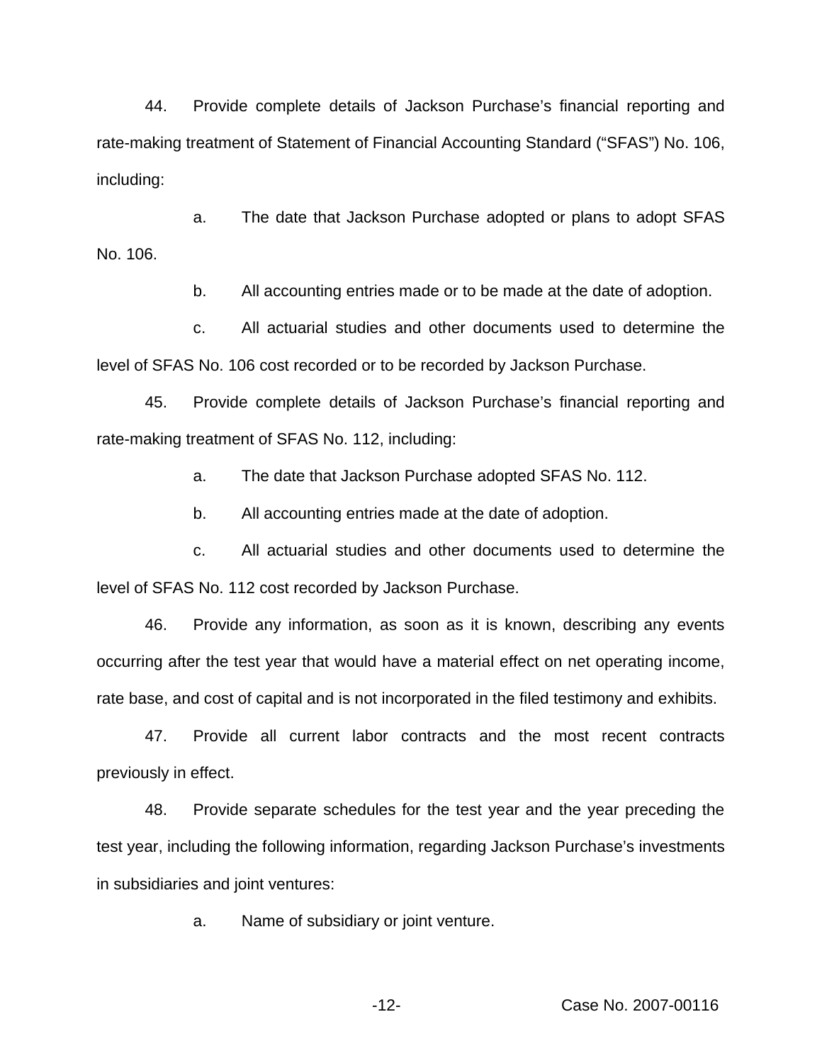44. Provide complete details of Jackson Purchase's financial reporting and rate-making treatment of Statement of Financial Accounting Standard ("SFAS") No. 106, including:

a. The date that Jackson Purchase adopted or plans to adopt SFAS No. 106.

b. All accounting entries made or to be made at the date of adoption.

c. All actuarial studies and other documents used to determine the level of SFAS No. 106 cost recorded or to be recorded by Jackson Purchase.

45. Provide complete details of Jackson Purchase's financial reporting and rate-making treatment of SFAS No. 112, including:

a. The date that Jackson Purchase adopted SFAS No. 112.

b. All accounting entries made at the date of adoption.

c. All actuarial studies and other documents used to determine the level of SFAS No. 112 cost recorded by Jackson Purchase.

46. Provide any information, as soon as it is known, describing any events occurring after the test year that would have a material effect on net operating income, rate base, and cost of capital and is not incorporated in the filed testimony and exhibits.

47. Provide all current labor contracts and the most recent contracts previously in effect.

48. Provide separate schedules for the test year and the year preceding the test year, including the following information, regarding Jackson Purchase's investments in subsidiaries and joint ventures:

a. Name of subsidiary or joint venture.

Case No. 2007-00116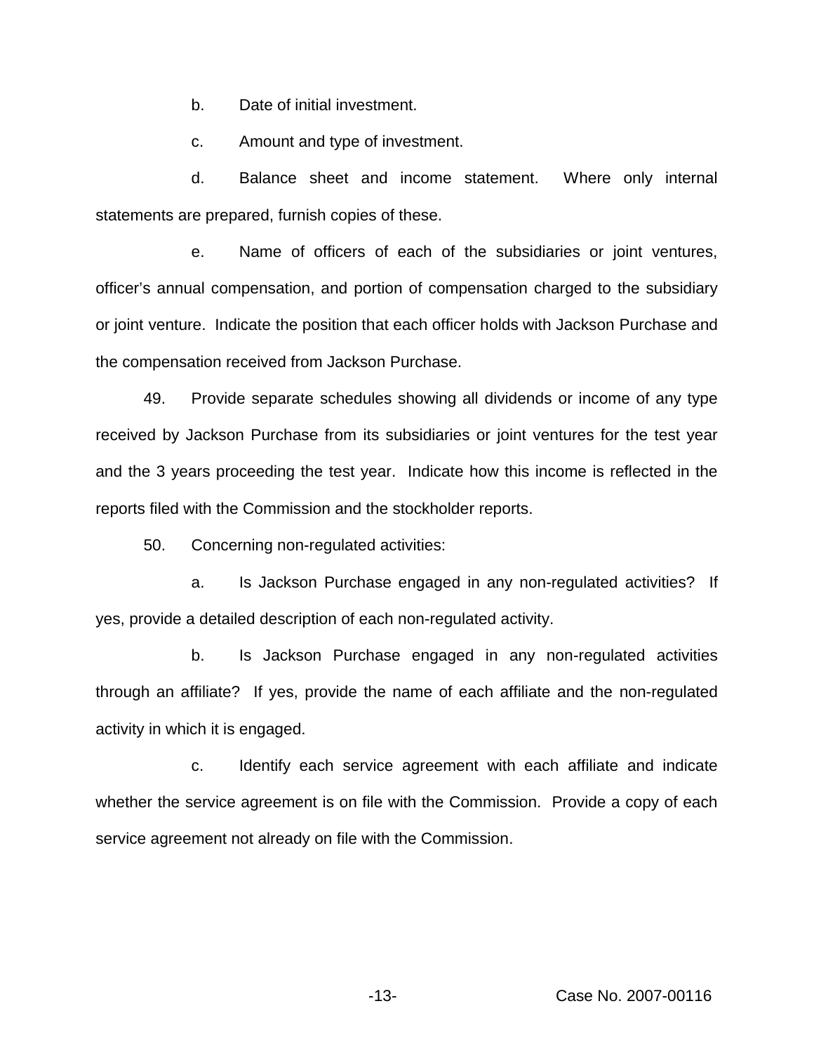b. Date of initial investment.

c. Amount and type of investment.

d. Balance sheet and income statement. Where only internal statements are prepared, furnish copies of these.

e. Name of officers of each of the subsidiaries or joint ventures, officer's annual compensation, and portion of compensation charged to the subsidiary or joint venture. Indicate the position that each officer holds with Jackson Purchase and the compensation received from Jackson Purchase.

49. Provide separate schedules showing all dividends or income of any type received by Jackson Purchase from its subsidiaries or joint ventures for the test year and the 3 years proceeding the test year. Indicate how this income is reflected in the reports filed with the Commission and the stockholder reports.

50. Concerning non-regulated activities:

a. Is Jackson Purchase engaged in any non-regulated activities? If yes, provide a detailed description of each non-regulated activity.

b. Is Jackson Purchase engaged in any non-regulated activities through an affiliate? If yes, provide the name of each affiliate and the non-regulated activity in which it is engaged.

c. Identify each service agreement with each affiliate and indicate whether the service agreement is on file with the Commission. Provide a copy of each service agreement not already on file with the Commission.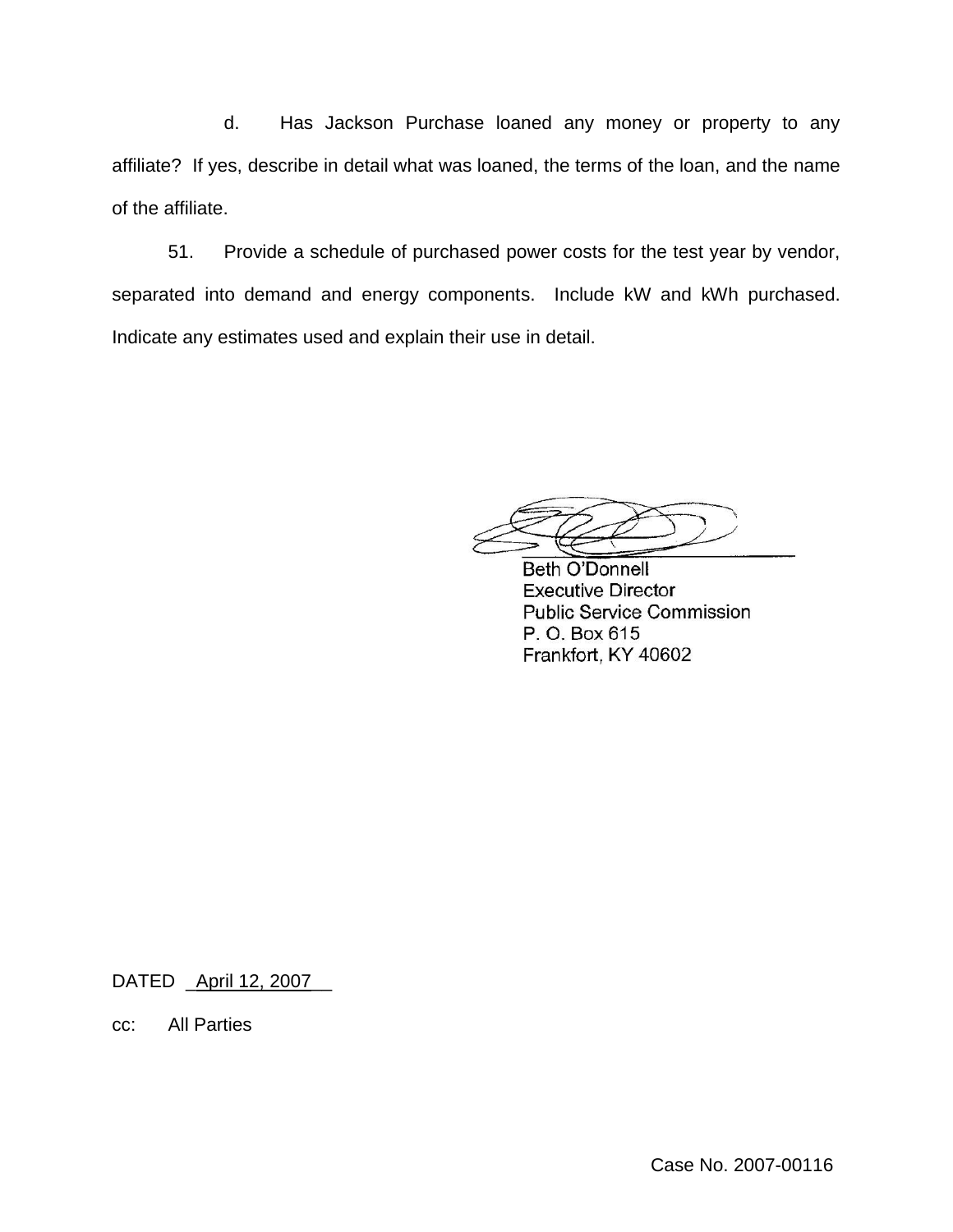d. Has Jackson Purchase loaned any money or property to any affiliate? If yes, describe in detail what was loaned, the terms of the loan, and the name of the affiliate.

51. Provide a schedule of purchased power costs for the test year by vendor, separated into demand and energy components. Include kW and kWh purchased. Indicate any estimates used and explain their use in detail.

Beth O'Donnell
Executive Director
Public Service Commission
P. O. Box 615
Frankfort, KY 40602

DATED April 12, 2007

cc: All Parties

Case No. 2007-00116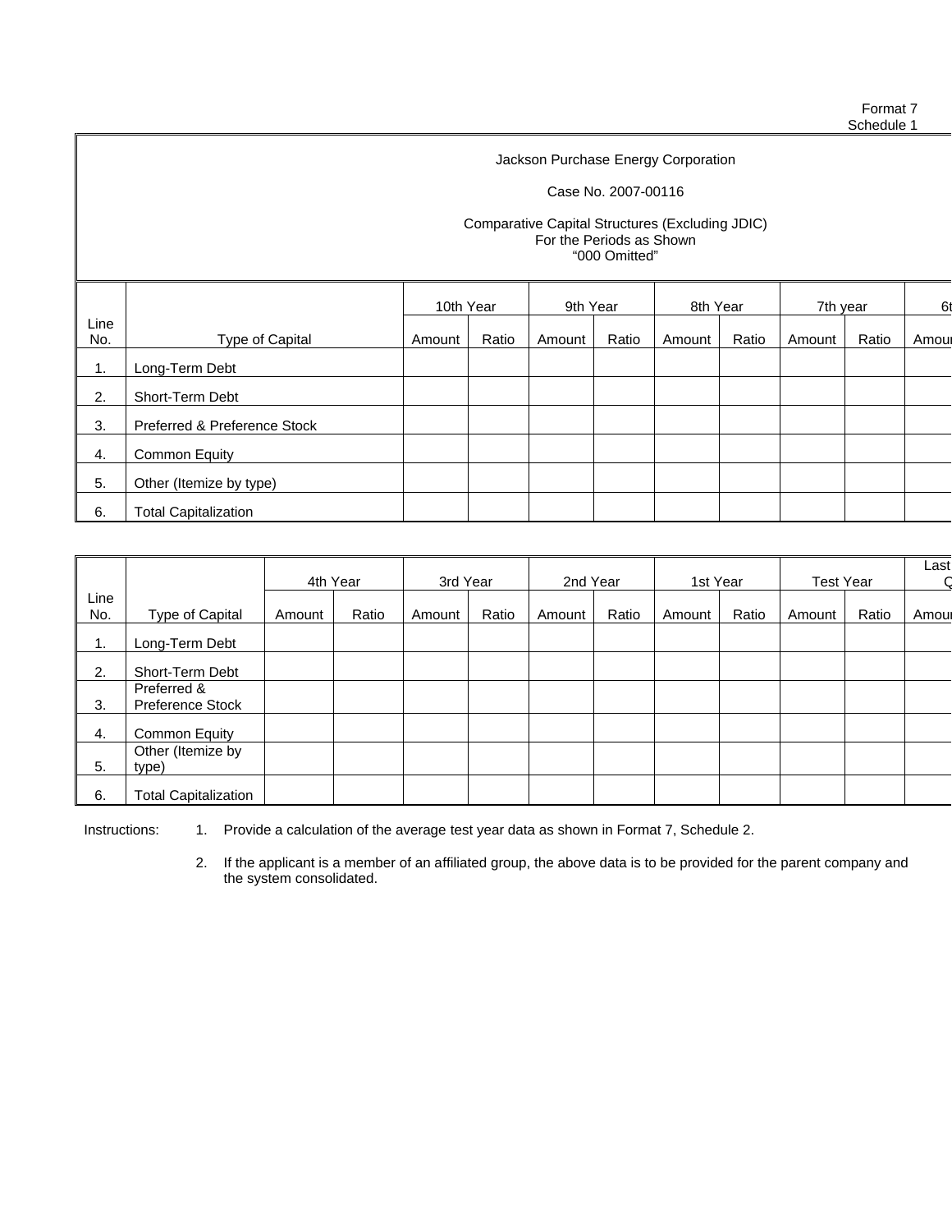Format 7
Schedule 1

Jackson Purchase Energy Corporation

Case No. 2007-00116

Comparative Capital Structures (Excluding JDIC)
For the Periods as Shown
"000 Omitted"

| Line No. | Type of Capital | 10th Year | | 9th Year | | 8th Year | | 7th year | | 6t |
|---|---|---|---|---|---|---|---|---|---|---|
| | | Amount | Ratio | Amount | Ratio | Amount | Ratio | Amount | Ratio | Amou |
| 1. | Long-Term Debt | | | | | | | | | |
| 2. | Short-Term Debt | | | | | | | | | |
| 3. | Preferred & Preference Stock | | | | | | | | | |
| 4. | Common Equity | | | | | | | | | |
| 5. | Other (Itemize by type) | | | | | | | | | |
| 6. | Total Capitalization | | | | | | | | | |

| Line No. | Type of Capital | 4th Year | | 3rd Year | | 2nd Year | | 1st Year | | Test Year | | Last Q |
|---|---|---|---|---|---|---|---|---|---|---|---|---|
| | | Amount | Ratio | Amount | Ratio | Amount | Ratio | Amount | Ratio | Amount | Ratio | Amou |
| 1. | Long-Term Debt | | | | | | | | | | | |
| 2. | Short-Term Debt | | | | | | | | | | | |
| 3. | Preferred & Preference Stock | | | | | | | | | | | |
| 4. | Common Equity | | | | | | | | | | | |
| 5. | Other (Itemize by type) | | | | | | | | | | | |
| 6. | Total Capitalization | | | | | | | | | | | |

Instructions:

1. Provide a calculation of the average test year data as shown in Format 7, Schedule 2.
2. If the applicant is a member of an affiliated group, the above data is to be provided for the parent company and the system consolidated.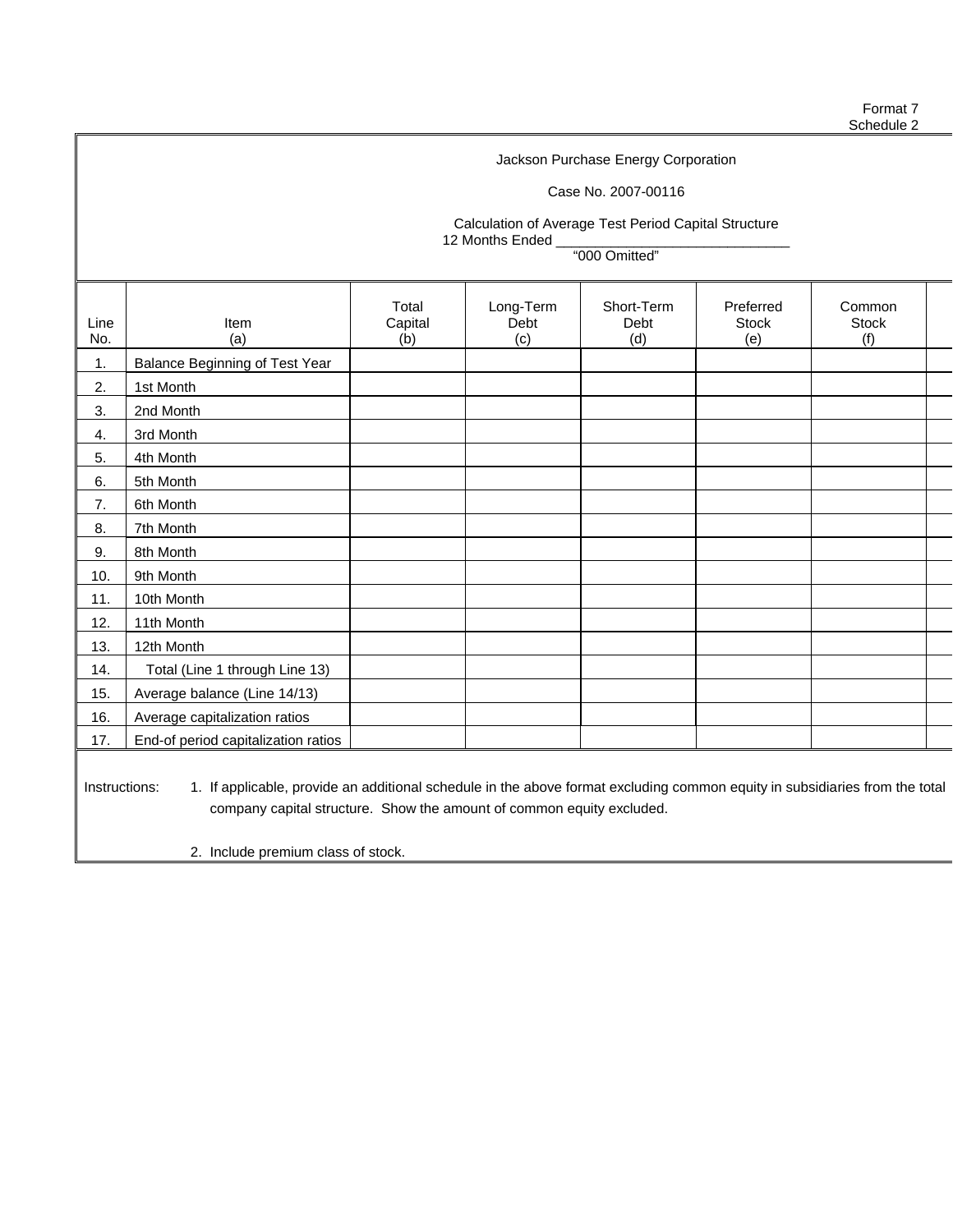Format 7
Schedule 2

Jackson Purchase Energy Corporation

Case No. 2007-00116

Calculation of Average Test Period Capital Structure
12 Months Ended ______________________________
"000 Omitted"

| Line No. | Item (a) | Total Capital (b) | Long-Term Debt (c) | Short-Term Debt (d) | Preferred Stock (e) | Common Stock (f) |
|---|---|---|---|---|---|---|
| 1. | Balance Beginning of Test Year | | | | | |
| 2. | 1st Month | | | | | |
| 3. | 2nd Month | | | | | |
| 4. | 3rd Month | | | | | |
| 5. | 4th Month | | | | | |
| 6. | 5th Month | | | | | |
| 7. | 6th Month | | | | | |
| 8. | 7th Month | | | | | |
| 9. | 8th Month | | | | | |
| 10. | 9th Month | | | | | |
| 11. | 10th Month | | | | | |
| 12. | 11th Month | | | | | |
| 13. | 12th Month | | | | | |
| 14. | Total (Line 1 through Line 13) | | | | | |
| 15. | Average balance (Line 14/13) | | | | | |
| 16. | Average capitalization ratios | | | | | |
| 17. | End-of period capitalization ratios | | | | | |

Instructions:

1. If applicable, provide an additional schedule in the above format excluding common equity in subsidiaries from the total company capital structure. Show the amount of common equity excluded.

2. Include premium class of stock.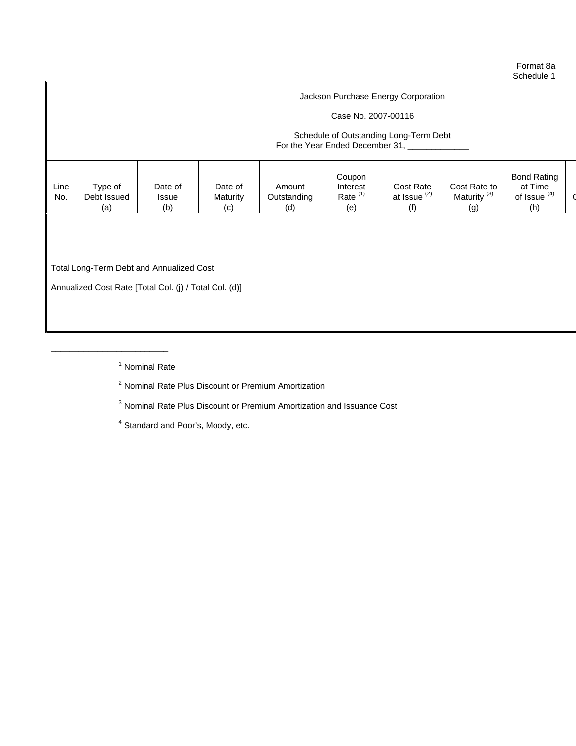Format 8a
Schedule 1

Jackson Purchase Energy Corporation

Case No. 2007-00116

Schedule of Outstanding Long-Term Debt
For the Year Ended December 31, _____________

| Line No. | Type of Debt Issued (a) | Date of Issue (b) | Date of Maturity (c) | Amount Outstanding (d) | Coupon Interest Rate [1] (e) | Cost Rate at Issue [2] (f) | Cost Rate to Maturity [3] (g) | Bond Rating at Time of Issue [4] (h) | C |
|---|---|---|---|---|---|---|---|---|---|
| | Total Long-Term Debt and Annualized Cost | | | | | | | | |
| | Annualized Cost Rate [Total Col. (j) / Total Col. (d)] | | | | | | | | |

_________________________

[1] Nominal Rate

[2] Nominal Rate Plus Discount or Premium Amortization

[3] Nominal Rate Plus Discount or Premium Amortization and Issuance Cost

[4] Standard and Poor's, Moody, etc.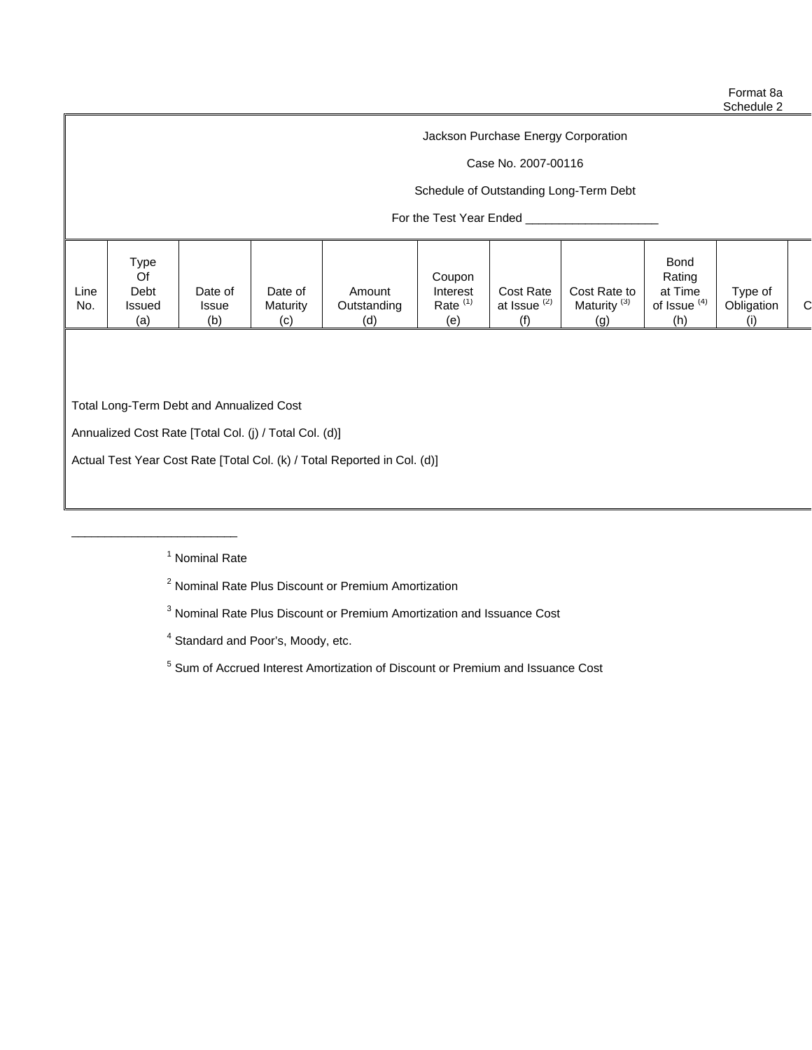Format 8a
Schedule 2

Jackson Purchase Energy Corporation

Case No. 2007-00116

Schedule of Outstanding Long-Term Debt

For the Test Year Ended ____________________

| Line No. | Type Of Debt Issued (a) | Date of Issue (b) | Date of Maturity (c) | Amount Outstanding (d) | Coupon Interest Rate [1] (e) | Cost Rate at Issue [2] (f) | Cost Rate to Maturity [3] (g) | Bond Rating at Time of Issue [4] (h) | Type of Obligation (i) | C |
|---|---|---|---|---|---|---|---|---|---|---|
| | | | | | | | | | | |

Total Long-Term Debt and Annualized Cost

Annualized Cost Rate [Total Col. (j) / Total Col. (d)]

Actual Test Year Cost Rate [Total Col. (k) / Total Reported in Col. (d)]

________________________

[1] Nominal Rate

[2] Nominal Rate Plus Discount or Premium Amortization

[3] Nominal Rate Plus Discount or Premium Amortization and Issuance Cost

[4] Standard and Poor's, Moody, etc.

[5] Sum of Accrued Interest Amortization of Discount or Premium and Issuance Cost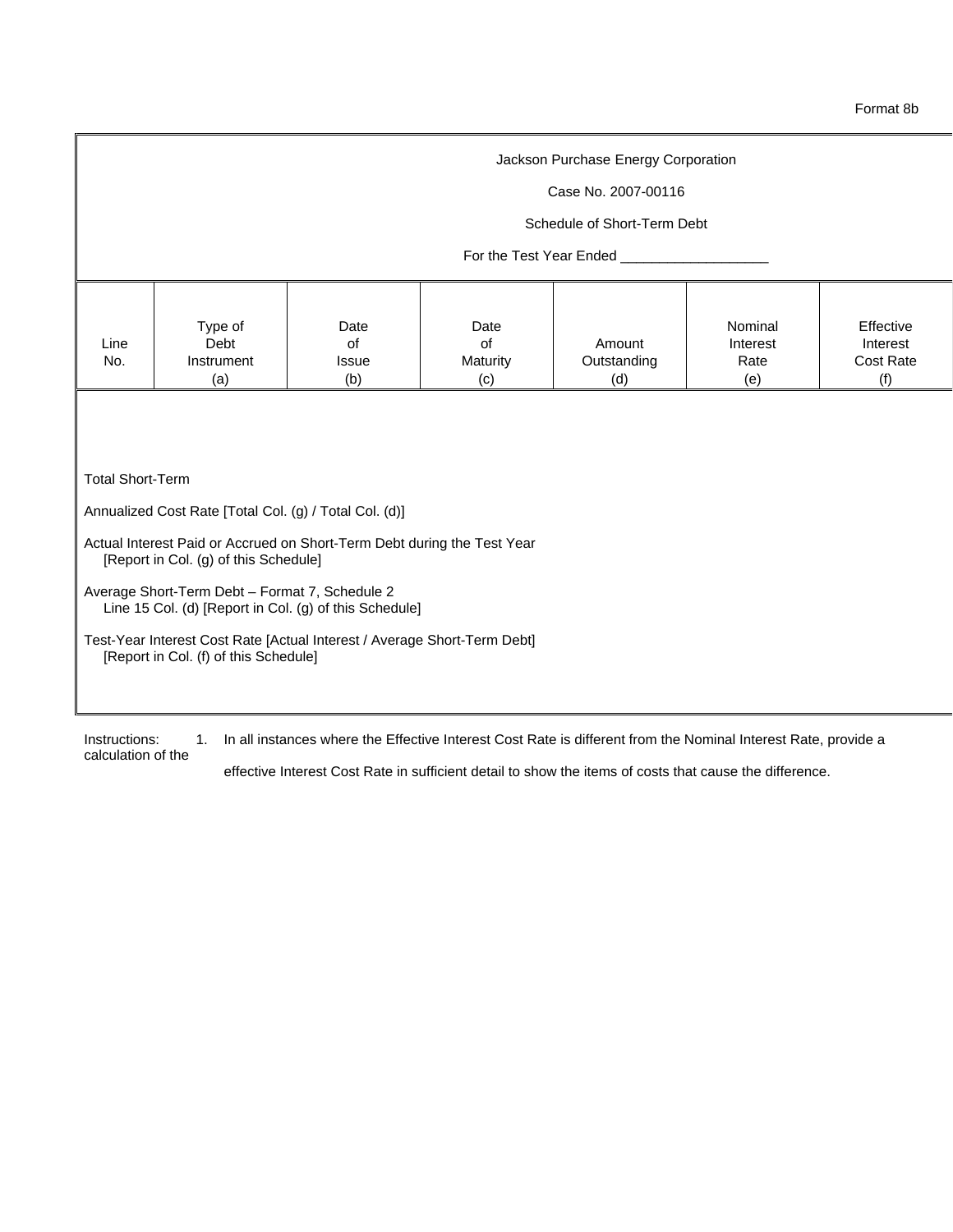Format 8b

Jackson Purchase Energy Corporation

Case No. 2007-00116

Schedule of Short-Term Debt

For the Test Year Ended ___________________

| Line No. | Type of Debt Instrument (a) | Date of Issue (b) | Date of Maturity (c) | Amount Outstanding (d) | Nominal Interest Rate (e) | Effective Interest Cost Rate (f) |
|---|---|---|---|---|---|---|
| | | | | | | |
| Total Short-Term | | | | | | |
| Annualized Cost Rate [Total Col. (g) / Total Col. (d)] | | | | | | |
| Actual Interest Paid or Accrued on Short-Term Debt during the Test Year [Report in Col. (g) of this Schedule] | | | | | | |
| Average Short-Term Debt – Format 7, Schedule 2 Line 15 Col. (d) [Report in Col. (g) of this Schedule] | | | | | | |
| Test-Year Interest Cost Rate [Actual Interest / Average Short-Term Debt] [Report in Col. (f) of this Schedule] | | | | | | |

Instructions: 1. In all instances where the Effective Interest Cost Rate is different from the Nominal Interest Rate, provide a calculation of the effective Interest Cost Rate in sufficient detail to show the items of costs that cause the difference.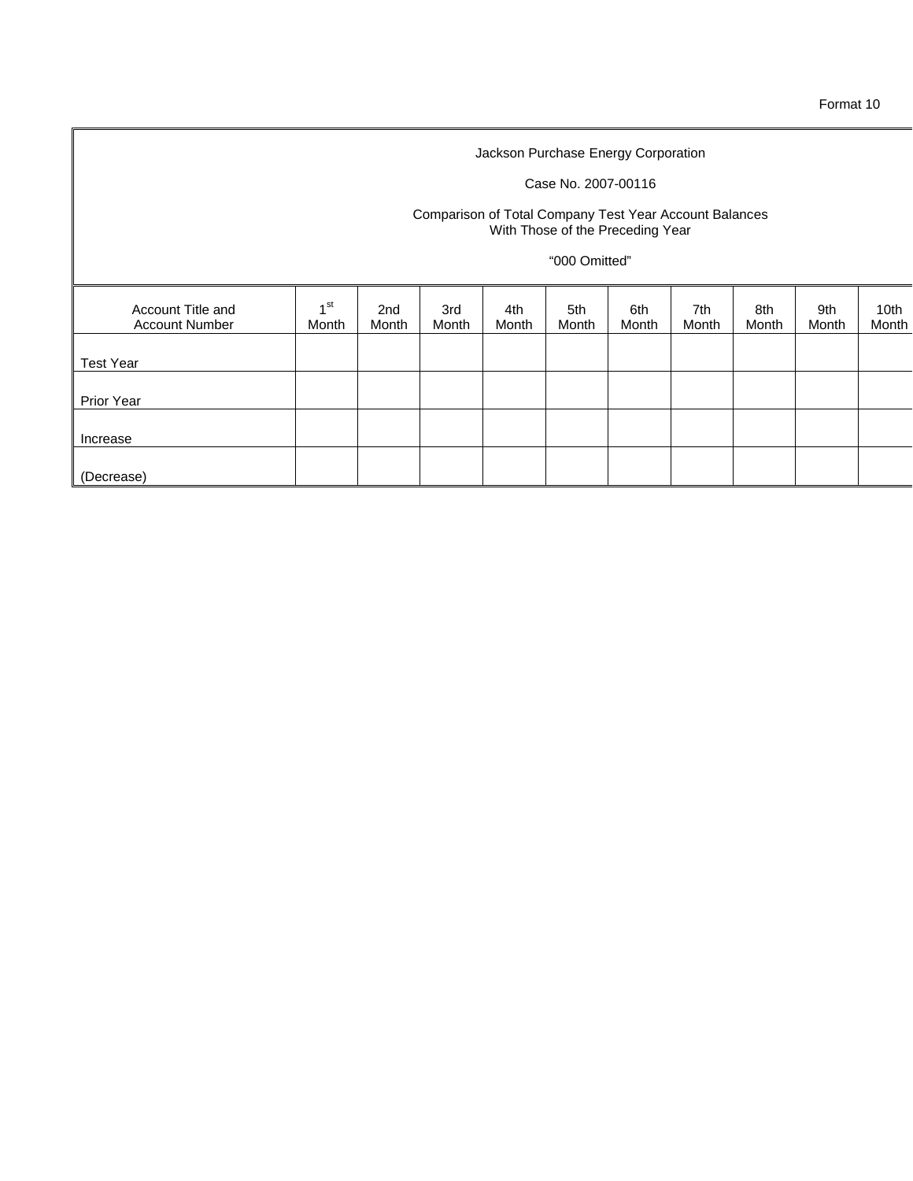Format 10

Jackson Purchase Energy Corporation

Case No. 2007-00116

Comparison of Total Company Test Year Account Balances
With Those of the Preceding Year

"000 Omitted"

| Account Title and Account Number | 1st Month | 2nd Month | 3rd Month | 4th Month | 5th Month | 6th Month | 7th Month | 8th Month | 9th Month | 10th Month |
|---|---|---|---|---|---|---|---|---|---|---|
| Test Year | | | | | | | | | | |
| Prior Year | | | | | | | | | | |
| Increase | | | | | | | | | | |
| (Decrease) | | | | | | | | | | |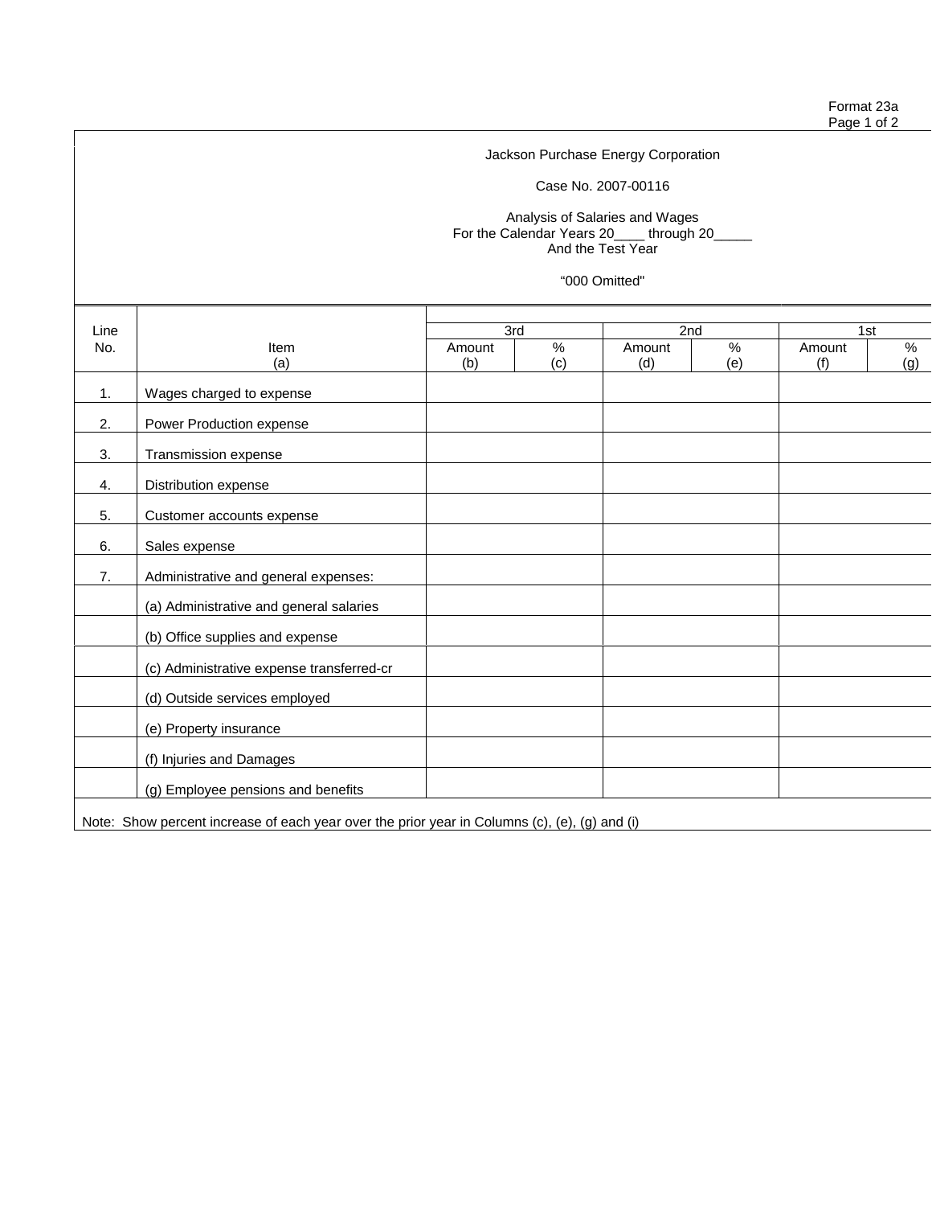Format 23a
Page 1 of 2

Jackson Purchase Energy Corporation

Case No. 2007-00116

Analysis of Salaries and Wages
For the Calendar Years 20____ through 20_____
And the Test Year

"000 Omitted"

| Line No. | Item (a) | 3rd | | 2nd | | 1st | |
|---|---|---|---|---|---|---|---|
| | | Amount (b) | % (c) | Amount (d) | % (e) | Amount (f) | % (g) |
| 1. | Wages charged to expense | | | | | | |
| 2. | Power Production expense | | | | | | |
| 3. | Transmission expense | | | | | | |
| 4. | Distribution expense | | | | | | |
| 5. | Customer accounts expense | | | | | | |
| 6. | Sales expense | | | | | | |
| 7. | Administrative and general expenses: | | | | | | |
| | (a) Administrative and general salaries | | | | | | |
| | (b) Office supplies and expense | | | | | | |
| | (c) Administrative expense transferred-cr | | | | | | |
| | (d) Outside services employed | | | | | | |
| | (e) Property insurance | | | | | | |
| | (f) Injuries and Damages | | | | | | |
| | (g) Employee pensions and benefits | | | | | | |

Note: Show percent increase of each year over the prior year in Columns (c), (e), (g) and (i)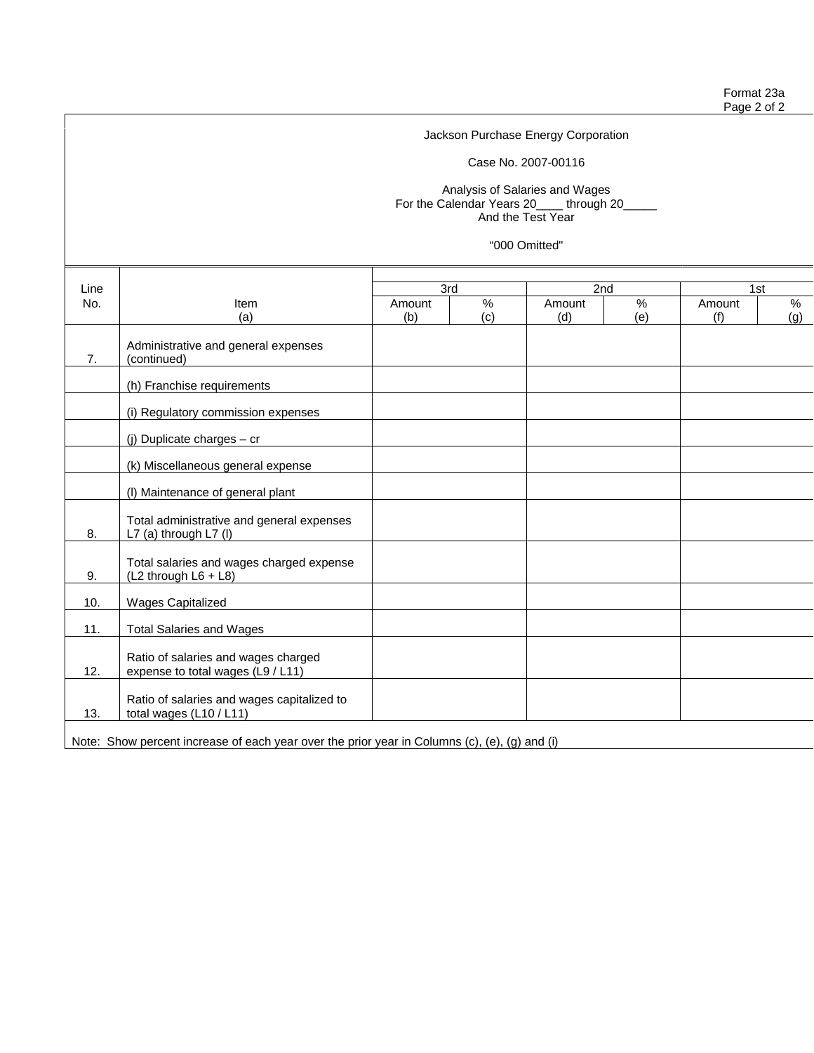Format 23a
Page 2 of 2

Jackson Purchase Energy Corporation

Case No. 2007-00116

Analysis of Salaries and Wages
For the Calendar Years 20____ through 20_____
And the Test Year

"000 Omitted"

| Line No. | Item (a) | 3rd Amount (b) | 3rd % (c) | 2nd Amount (d) | 2nd % (e) | 1st Amount (f) | 1st % (g) |
|---|---|---|---|---|---|---|---|
| 7. | Administrative and general expenses (continued) | | | | | | |
| | (h) Franchise requirements | | | | | | |
| | (i) Regulatory commission expenses | | | | | | |
| | (j) Duplicate charges – cr | | | | | | |
| | (k) Miscellaneous general expense | | | | | | |
| | (l) Maintenance of general plant | | | | | | |
| 8. | Total administrative and general expenses L7 (a) through L7 (l) | | | | | | |
| 9. | Total salaries and wages charged expense (L2 through L6 + L8) | | | | | | |
| 10. | Wages Capitalized | | | | | | |
| 11. | Total Salaries and Wages | | | | | | |
| 12. | Ratio of salaries and wages charged expense to total wages (L9 / L11) | | | | | | |
| 13. | Ratio of salaries and wages capitalized to total wages (L10 / L11) | | | | | | |

Note: Show percent increase of each year over the prior year in Columns (c), (e), (g) and (i)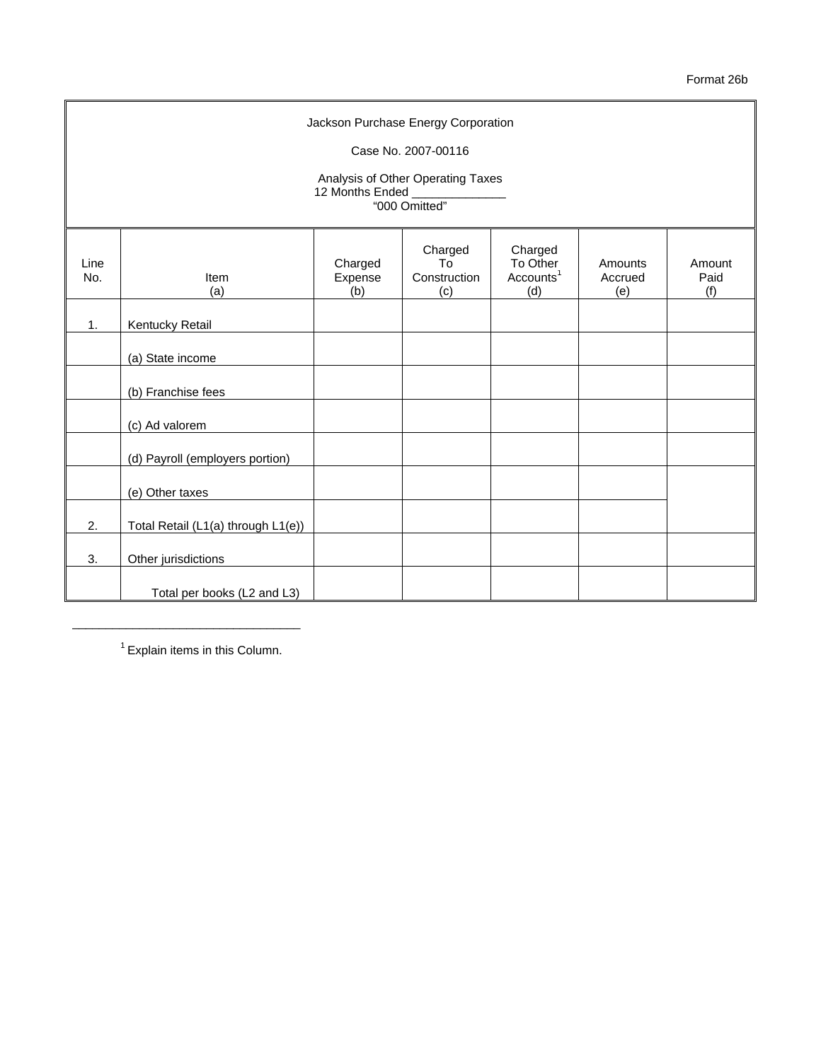Format 26b

Jackson Purchase Energy Corporation

Case No. 2007-00116

Analysis of Other Operating Taxes
12 Months Ended ______________
"000 Omitted"

| Line No. | Item (a) | Charged Expense (b) | Charged To Construction (c) | Charged To Other Accounts[1] (d) | Amounts Accrued (e) | Amount Paid (f) |
|---|---|---|---|---|---|---|
| 1. | Kentucky Retail | | | | | |
| | (a) State income | | | | | |
| | (b) Franchise fees | | | | | |
| | (c) Ad valorem | | | | | |
| | (d) Payroll (employers portion) | | | | | |
| | (e) Other taxes | | | | | |
| 2. | Total Retail (L1(a) through L1(e)) | | | | | |
| 3. | Other jurisdictions | | | | | |
| | Total per books (L2 and L3) | | | | | |

[1] Explain items in this Column.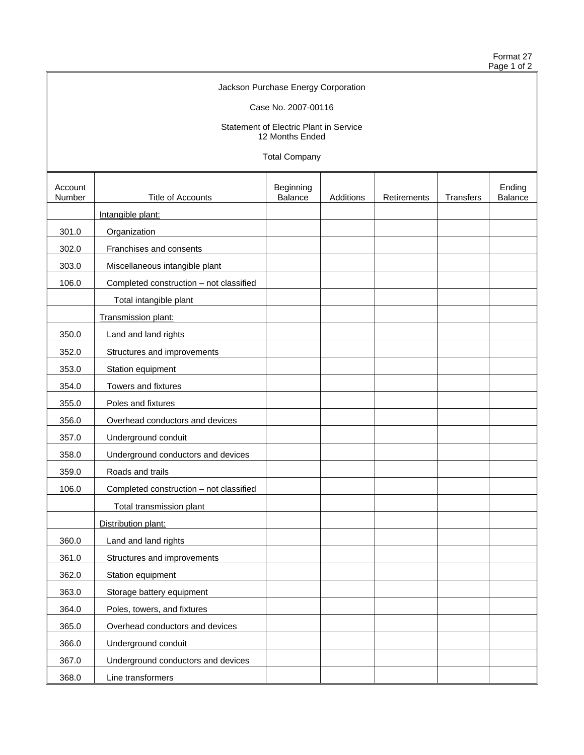Format 27
Page 1 of 2

Jackson Purchase Energy Corporation

Case No. 2007-00116

Statement of Electric Plant in Service
12 Months Ended

Total Company

| Account Number | Title of Accounts | Beginning Balance | Additions | Retirements | Transfers | Ending Balance |
|---|---|---|---|---|---|---|
| | Intangible plant: | | | | | |
| 301.0 | Organization | | | | | |
| 302.0 | Franchises and consents | | | | | |
| 303.0 | Miscellaneous intangible plant | | | | | |
| 106.0 | Completed construction – not classified | | | | | |
| | Total intangible plant | | | | | |
| | Transmission plant: | | | | | |
| 350.0 | Land and land rights | | | | | |
| 352.0 | Structures and improvements | | | | | |
| 353.0 | Station equipment | | | | | |
| 354.0 | Towers and fixtures | | | | | |
| 355.0 | Poles and fixtures | | | | | |
| 356.0 | Overhead conductors and devices | | | | | |
| 357.0 | Underground conduit | | | | | |
| 358.0 | Underground conductors and devices | | | | | |
| 359.0 | Roads and trails | | | | | |
| 106.0 | Completed construction – not classified | | | | | |
| | Total transmission plant | | | | | |
| | Distribution plant: | | | | | |
| 360.0 | Land and land rights | | | | | |
| 361.0 | Structures and improvements | | | | | |
| 362.0 | Station equipment | | | | | |
| 363.0 | Storage battery equipment | | | | | |
| 364.0 | Poles, towers, and fixtures | | | | | |
| 365.0 | Overhead conductors and devices | | | | | |
| 366.0 | Underground conduit | | | | | |
| 367.0 | Underground conductors and devices | | | | | |
| 368.0 | Line transformers | | | | | |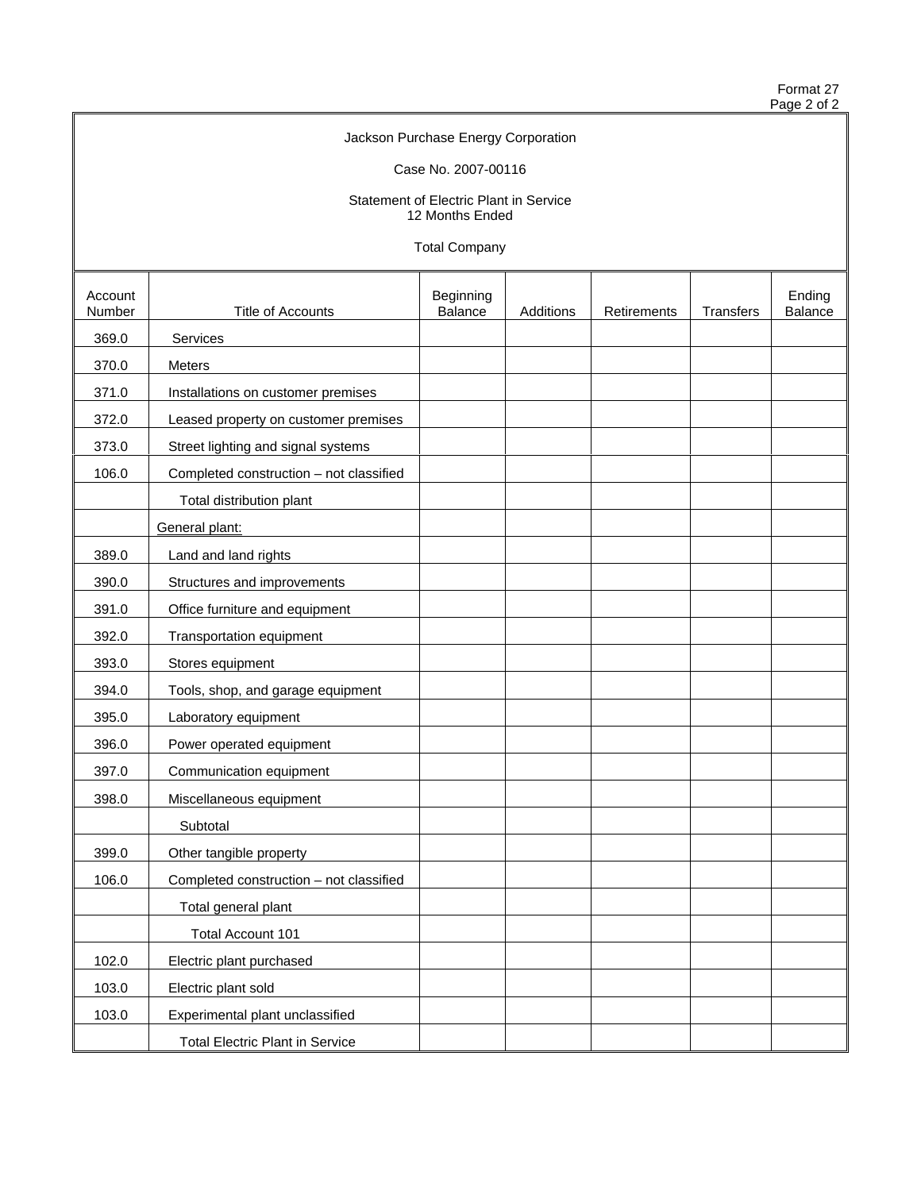Format 27
Page 2 of 2

Jackson Purchase Energy Corporation

Case No. 2007-00116

Statement of Electric Plant in Service
12 Months Ended

Total Company

| Account Number | Title of Accounts | Beginning Balance | Additions | Retirements | Transfers | Ending Balance |
|---|---|---|---|---|---|---|
| 369.0 | Services | | | | | |
| 370.0 | Meters | | | | | |
| 371.0 | Installations on customer premises | | | | | |
| 372.0 | Leased property on customer premises | | | | | |
| 373.0 | Street lighting and signal systems | | | | | |
| 106.0 | Completed construction – not classified | | | | | |
| | Total distribution plant | | | | | |
| | General plant: | | | | | |
| 389.0 | Land and land rights | | | | | |
| 390.0 | Structures and improvements | | | | | |
| 391.0 | Office furniture and equipment | | | | | |
| 392.0 | Transportation equipment | | | | | |
| 393.0 | Stores equipment | | | | | |
| 394.0 | Tools, shop, and garage equipment | | | | | |
| 395.0 | Laboratory equipment | | | | | |
| 396.0 | Power operated equipment | | | | | |
| 397.0 | Communication equipment | | | | | |
| 398.0 | Miscellaneous equipment | | | | | |
| | Subtotal | | | | | |
| 399.0 | Other tangible property | | | | | |
| 106.0 | Completed construction – not classified | | | | | |
| | Total general plant | | | | | |
| | Total Account 101 | | | | | |
| 102.0 | Electric plant purchased | | | | | |
| 103.0 | Electric plant sold | | | | | |
| 103.0 | Experimental plant unclassified | | | | | |
| | Total Electric Plant in Service | | | | | |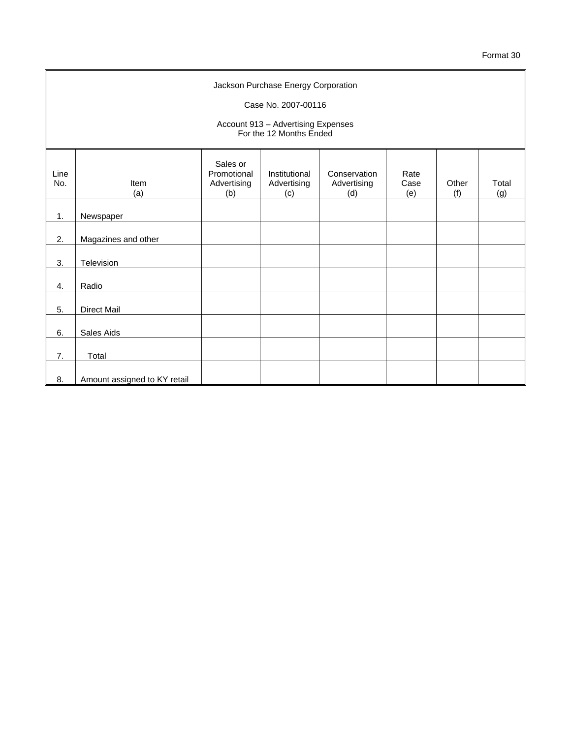Format 30

Jackson Purchase Energy Corporation

Case No. 2007-00116

Account 913 – Advertising Expenses
For the 12 Months Ended

| Line No. | Item (a) | Sales or Promotional Advertising (b) | Institutional Advertising (c) | Conservation Advertising (d) | Rate Case (e) | Other (f) | Total (g) |
|---|---|---|---|---|---|---|---|
| 1. | Newspaper | | | | | | |
| 2. | Magazines and other | | | | | | |
| 3. | Television | | | | | | |
| 4. | Radio | | | | | | |
| 5. | Direct Mail | | | | | | |
| 6. | Sales Aids | | | | | | |
| 7. | Total | | | | | | |
| 8. | Amount assigned to KY retail | | | | | | |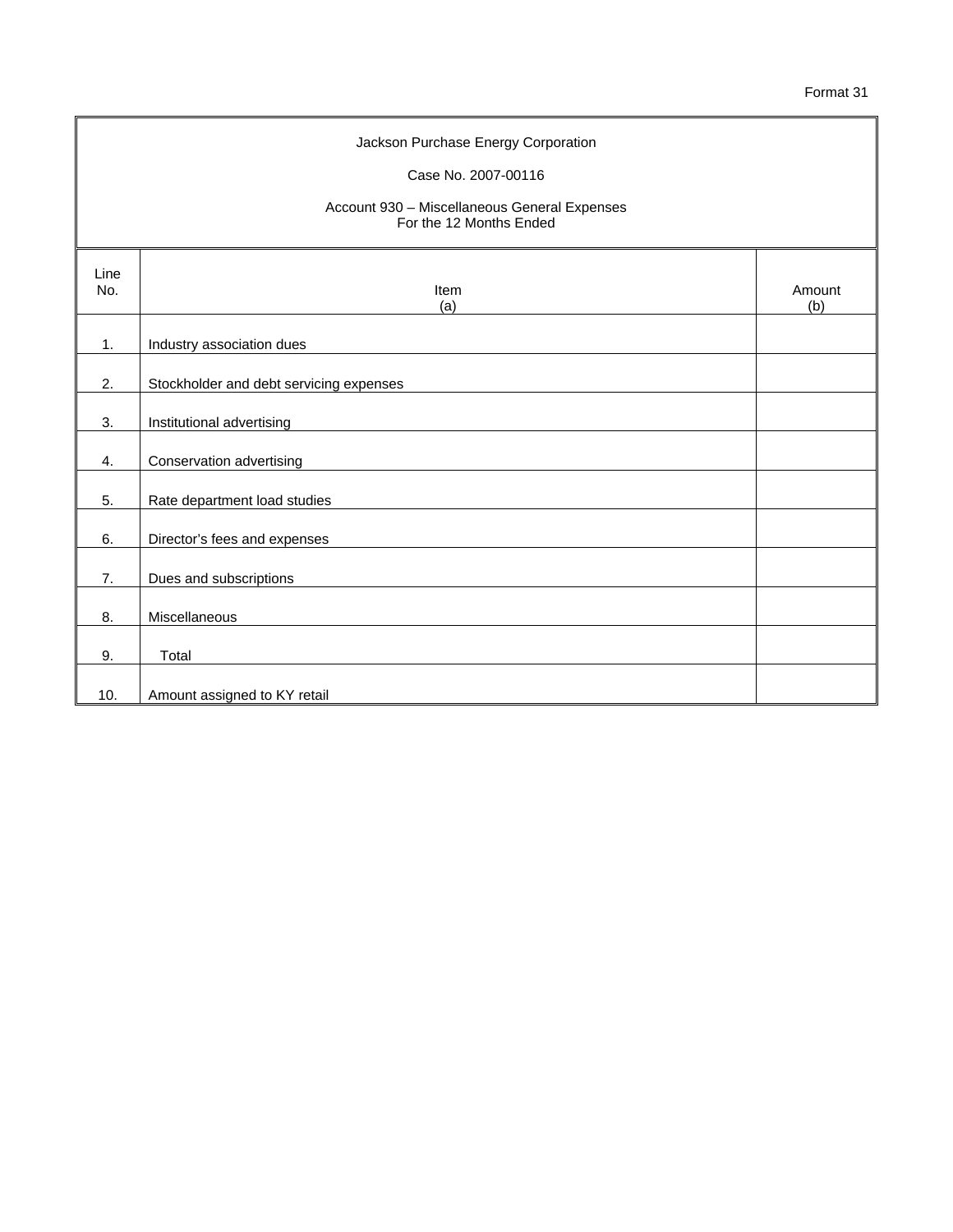Format 31

Jackson Purchase Energy Corporation

Case No. 2007-00116

Account 930 – Miscellaneous General Expenses
For the 12 Months Ended

| Line No. | Item (a) | Amount (b) |
|---|---|---|
| 1. | Industry association dues | |
| 2. | Stockholder and debt servicing expenses | |
| 3. | Institutional advertising | |
| 4. | Conservation advertising | |
| 5. | Rate department load studies | |
| 6. | Director's fees and expenses | |
| 7. | Dues and subscriptions | |
| 8. | Miscellaneous | |
| 9. | Total | |
| 10. | Amount assigned to KY retail | |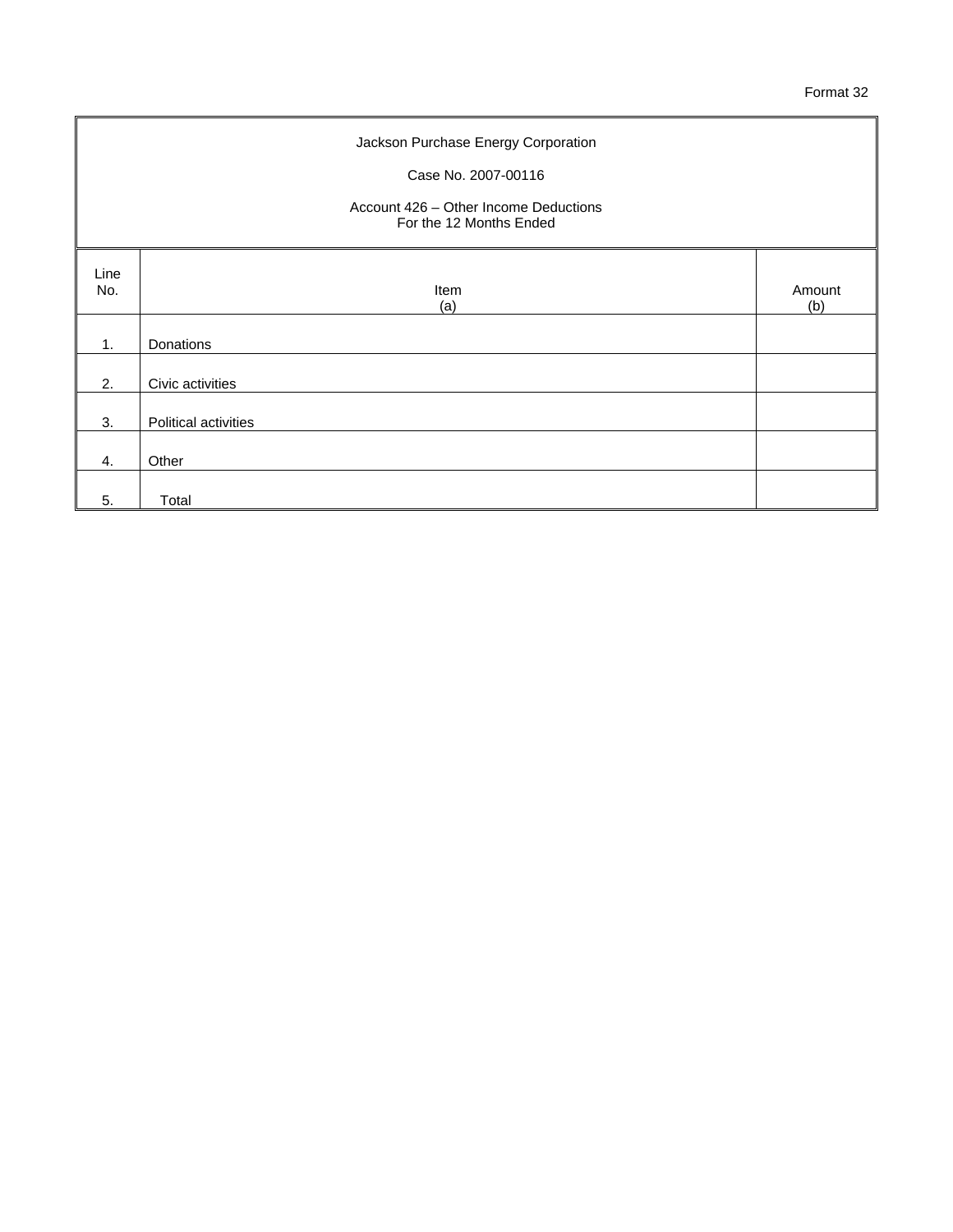Format 32

Jackson Purchase Energy Corporation

Case No. 2007-00116

Account 426 – Other Income Deductions
For the 12 Months Ended

| Line No. | Item (a) | Amount (b) |
|---|---|---|
| 1. | Donations | |
| 2. | Civic activities | |
| 3. | Political activities | |
| 4. | Other | |
| 5. | Total | |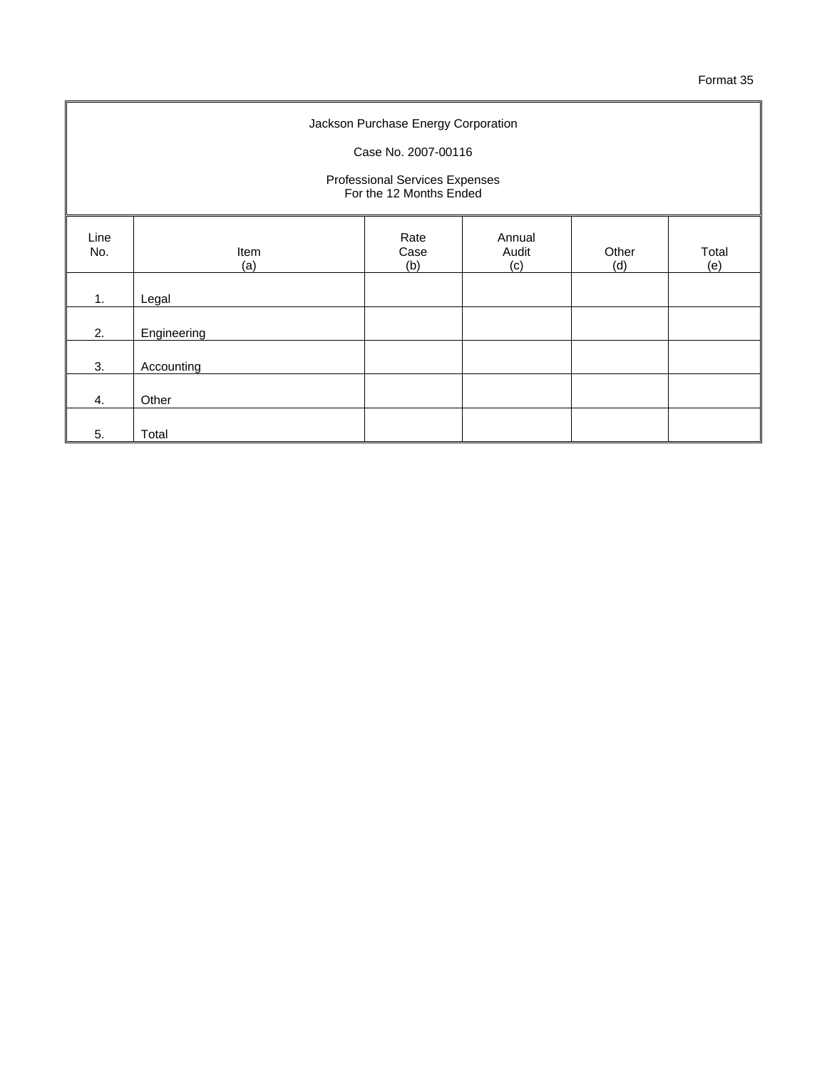Format 35

Jackson Purchase Energy Corporation

Case No. 2007-00116

Professional Services Expenses
For the 12 Months Ended

| Line No. | Item (a) | Rate Case (b) | Annual Audit (c) | Other (d) | Total (e) |
|---|---|---|---|---|---|
| 1. | Legal | | | | |
| 2. | Engineering | | | | |
| 3. | Accounting | | | | |
| 4. | Other | | | | |
| 5. | Total | | | | |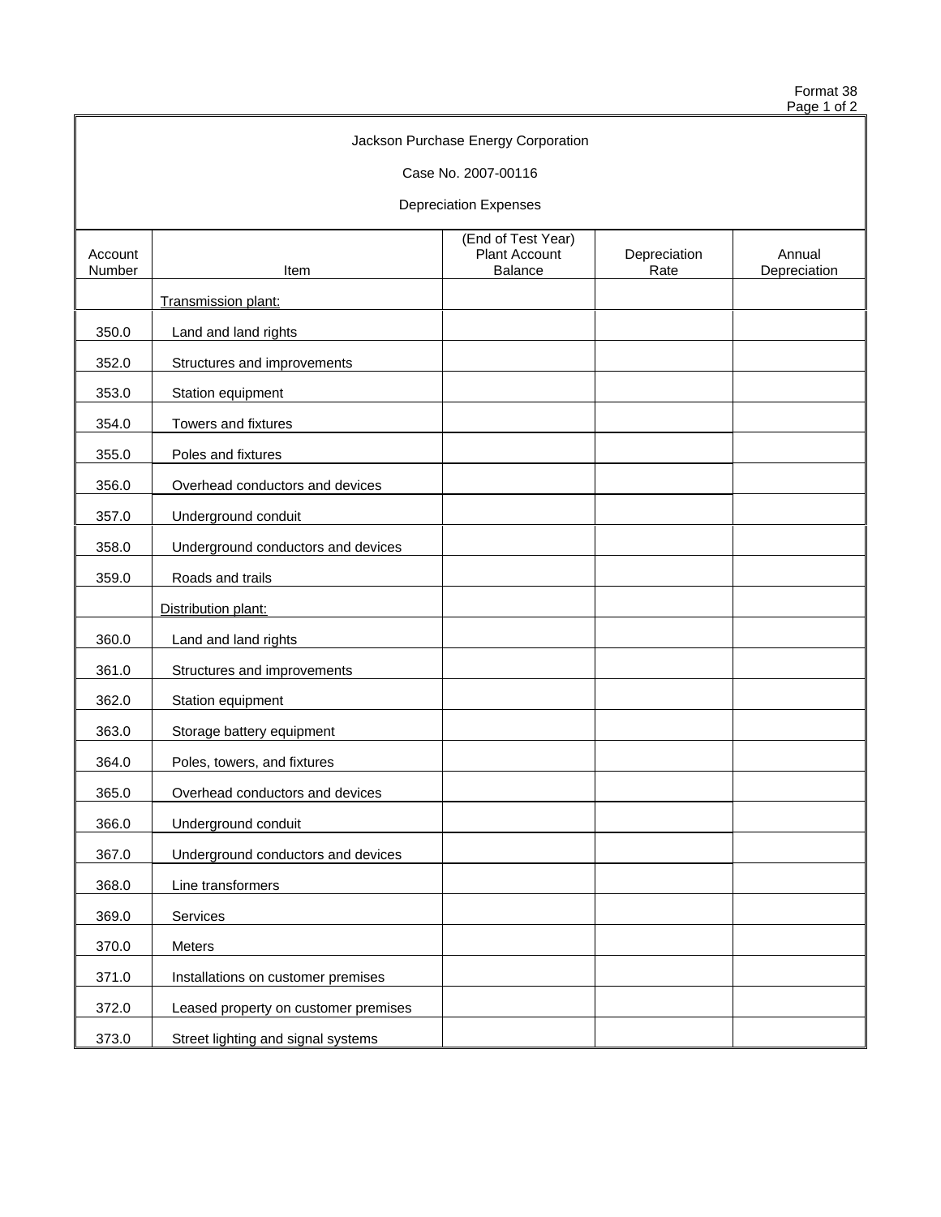Format 38
Page 1 of 2

Jackson Purchase Energy Corporation

Case No. 2007-00116

Depreciation Expenses

| Account Number | Item | (End of Test Year) Plant Account Balance | Depreciation Rate | Annual Depreciation |
|---|---|---|---|---|
| | Transmission plant: | | | |
| 350.0 | Land and land rights | | | |
| 352.0 | Structures and improvements | | | |
| 353.0 | Station equipment | | | |
| 354.0 | Towers and fixtures | | | |
| 355.0 | Poles and fixtures | | | |
| 356.0 | Overhead conductors and devices | | | |
| 357.0 | Underground conduit | | | |
| 358.0 | Underground conductors and devices | | | |
| 359.0 | Roads and trails | | | |
| | Distribution plant: | | | |
| 360.0 | Land and land rights | | | |
| 361.0 | Structures and improvements | | | |
| 362.0 | Station equipment | | | |
| 363.0 | Storage battery equipment | | | |
| 364.0 | Poles, towers, and fixtures | | | |
| 365.0 | Overhead conductors and devices | | | |
| 366.0 | Underground conduit | | | |
| 367.0 | Underground conductors and devices | | | |
| 368.0 | Line transformers | | | |
| 369.0 | Services | | | |
| 370.0 | Meters | | | |
| 371.0 | Installations on customer premises | | | |
| 372.0 | Leased property on customer premises | | | |
| 373.0 | Street lighting and signal systems | | | |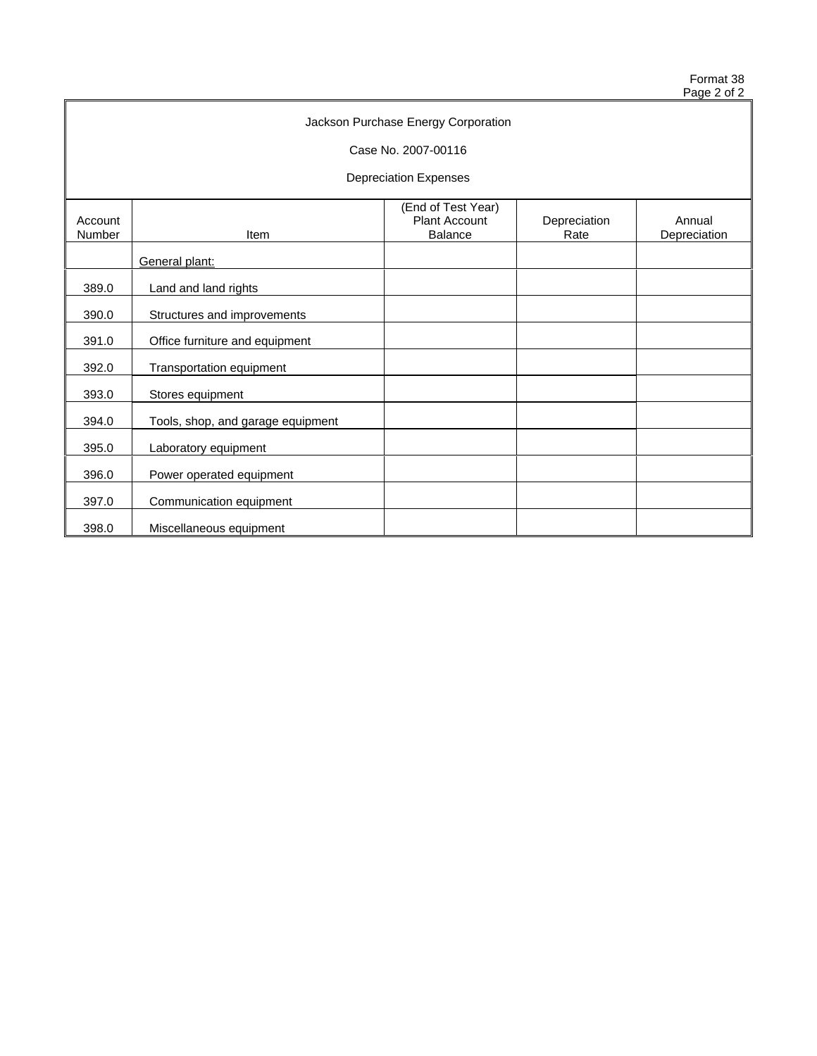Format 38

Jackson Purchase Energy Corporation

Case No. 2007-00116

Depreciation Expenses

| Account Number | Item | (End of Test Year) Plant Account Balance | Depreciation Rate | Annual Depreciation |
|---|---|---|---|---|
| | General plant: | | | |
| 389.0 | Land and land rights | | | |
| 390.0 | Structures and improvements | | | |
| 391.0 | Office furniture and equipment | | | |
| 392.0 | Transportation equipment | | | |
| 393.0 | Stores equipment | | | |
| 394.0 | Tools, shop, and garage equipment | | | |
| 395.0 | Laboratory equipment | | | |
| 396.0 | Power operated equipment | | | |
| 397.0 | Communication equipment | | | |
| 398.0 | Miscellaneous equipment | | | |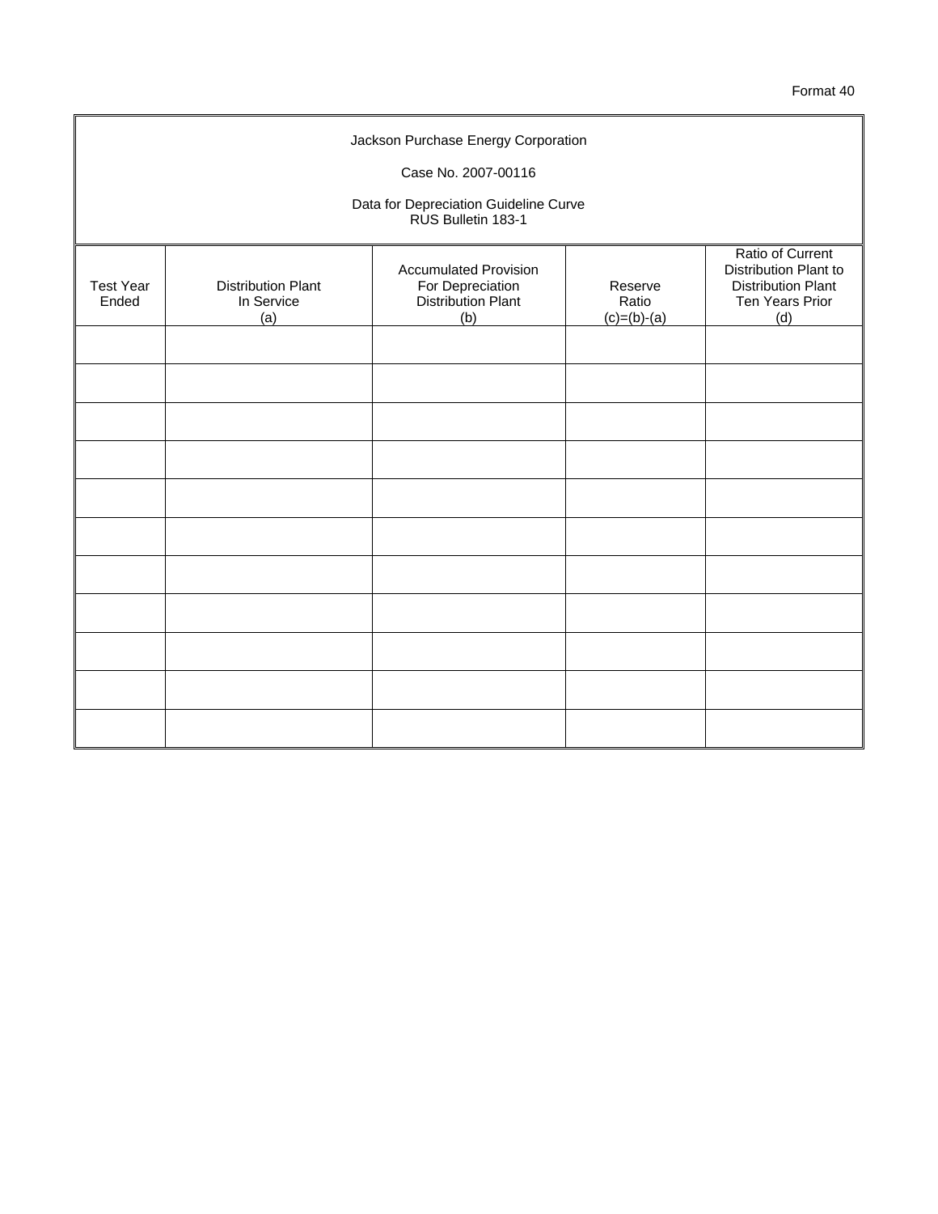Format 40

Jackson Purchase Energy Corporation

Case No. 2007-00116

Data for Depreciation Guideline Curve
RUS Bulletin 183-1

| Test Year Ended | Distribution Plant In Service (a) | Accumulated Provision For Depreciation Distribution Plant (b) | Reserve Ratio (c)=(b)-(a) | Ratio of Current Distribution Plant to Distribution Plant Ten Years Prior (d) |
|---|---|---|---|---|
| | | | | |
| | | | | |
| | | | | |
| | | | | |
| | | | | |
| | | | | |
| | | | | |
| | | | | |
| | | | | |
| | | | | |
| | | | | |